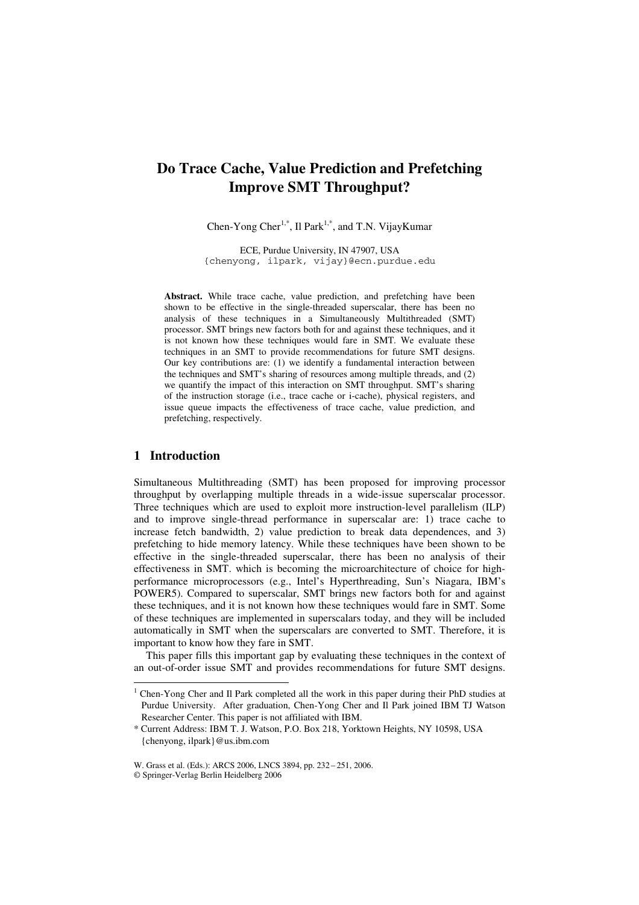# Do Trace Cache, Value Prediction and Prefetching Improve SMT Throughput?

Chen-Yong Cher[1,*], Il Park[1,*], and T.N. VijayKumar

ECE, Purdue University, IN 47907, USA
{chenyong, ilpark, vijay}@ecn.purdue.edu

**Abstract.** While trace cache, value prediction, and prefetching have been shown to be effective in the single-threaded superscalar, there has been no analysis of these techniques in a Simultaneously Multithreaded (SMT) processor. SMT brings new factors both for and against these techniques, and it is not known how these techniques would fare in SMT. We evaluate these techniques in an SMT to provide recommendations for future SMT designs. Our key contributions are: (1) we identify a fundamental interaction between the techniques and SMT's sharing of resources among multiple threads, and (2) we quantify the impact of this interaction on SMT throughput. SMT's sharing of the instruction storage (i.e., trace cache or i-cache), physical registers, and issue queue impacts the effectiveness of trace cache, value prediction, and prefetching, respectively.

## 1 Introduction

Simultaneous Multithreading (SMT) has been proposed for improving processor throughput by overlapping multiple threads in a wide-issue superscalar processor. Three techniques which are used to exploit more instruction-level parallelism (ILP) and to improve single-thread performance in superscalar are: 1) trace cache to increase fetch bandwidth, 2) value prediction to break data dependences, and 3) prefetching to hide memory latency. While these techniques have been shown to be effective in the single-threaded superscalar, there has been no analysis of their effectiveness in SMT. which is becoming the microarchitecture of choice for high-performance microprocessors (e.g., Intel's Hyperthreading, Sun's Niagara, IBM's POWER5). Compared to superscalar, SMT brings new factors both for and against these techniques, and it is not known how these techniques would fare in SMT. Some of these techniques are implemented in superscalars today, and they will be included automatically in SMT when the superscalars are converted to SMT. Therefore, it is important to know how they fare in SMT.

This paper fills this important gap by evaluating these techniques in the context of an out-of-order issue SMT and provides recommendations for future SMT designs.

---

[1] Chen-Yong Cher and Il Park completed all the work in this paper during their PhD studies at Purdue University. After graduation, Chen-Yong Cher and Il Park joined IBM TJ Watson Researcher Center. This paper is not affiliated with IBM.

[*] Current Address: IBM T. J. Watson, P.O. Box 218, Yorktown Heights, NY 10598, USA {chenyong, ilpark}@us.ibm.com

W. Grass et al. (Eds.): ARCS 2006, LNCS 3894, pp. 232 – 251, 2006.
© Springer-Verlag Berlin Heidelberg 2006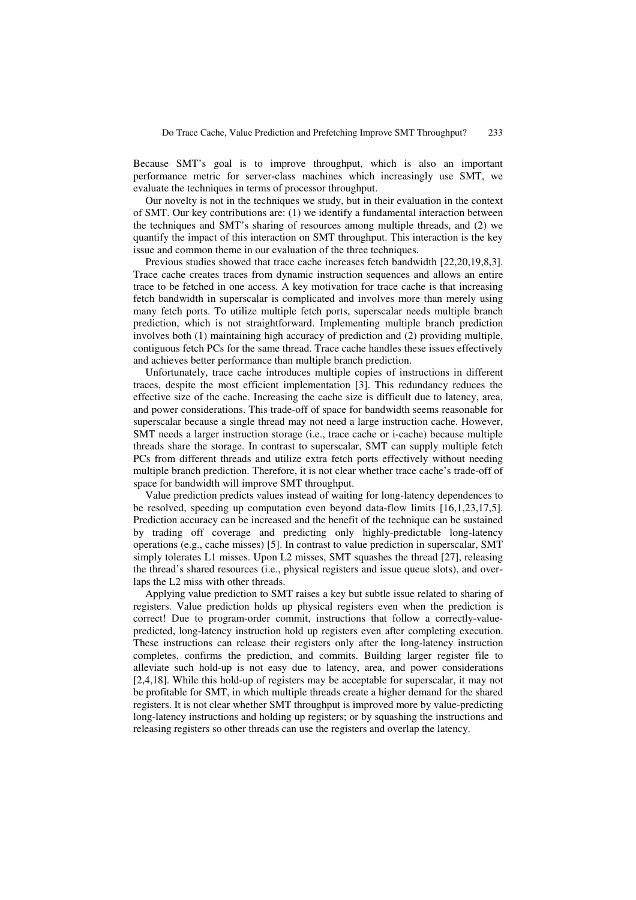Because SMT's goal is to improve throughput, which is also an important performance metric for server-class machines which increasingly use SMT, we evaluate the techniques in terms of processor throughput.

Our novelty is not in the techniques we study, but in their evaluation in the context of SMT. Our key contributions are: (1) we identify a fundamental interaction between the techniques and SMT's sharing of resources among multiple threads, and (2) we quantify the impact of this interaction on SMT throughput. This interaction is the key issue and common theme in our evaluation of the three techniques.

Previous studies showed that trace cache increases fetch bandwidth [22,20,19,8,3]. Trace cache creates traces from dynamic instruction sequences and allows an entire trace to be fetched in one access. A key motivation for trace cache is that increasing fetch bandwidth in superscalar is complicated and involves more than merely using many fetch ports. To utilize multiple fetch ports, superscalar needs multiple branch prediction, which is not straightforward. Implementing multiple branch prediction involves both (1) maintaining high accuracy of prediction and (2) providing multiple, contiguous fetch PCs for the same thread. Trace cache handles these issues effectively and achieves better performance than multiple branch prediction.

Unfortunately, trace cache introduces multiple copies of instructions in different traces, despite the most efficient implementation [3]. This redundancy reduces the effective size of the cache. Increasing the cache size is difficult due to latency, area, and power considerations. This trade-off of space for bandwidth seems reasonable for superscalar because a single thread may not need a large instruction cache. However, SMT needs a larger instruction storage (i.e., trace cache or i-cache) because multiple threads share the storage. In contrast to superscalar, SMT can supply multiple fetch PCs from different threads and utilize extra fetch ports effectively without needing multiple branch prediction. Therefore, it is not clear whether trace cache's trade-off of space for bandwidth will improve SMT throughput.

Value prediction predicts values instead of waiting for long-latency dependences to be resolved, speeding up computation even beyond data-flow limits [16,1,23,17,5]. Prediction accuracy can be increased and the benefit of the technique can be sustained by trading off coverage and predicting only highly-predictable long-latency operations (e.g., cache misses) [5]. In contrast to value prediction in superscalar, SMT simply tolerates L1 misses. Upon L2 misses, SMT squashes the thread [27], releasing the thread's shared resources (i.e., physical registers and issue queue slots), and overlaps the L2 miss with other threads.

Applying value prediction to SMT raises a key but subtle issue related to sharing of registers. Value prediction holds up physical registers even when the prediction is correct! Due to program-order commit, instructions that follow a correctly-value-predicted, long-latency instruction hold up registers even after completing execution. These instructions can release their registers only after the long-latency instruction completes, confirms the prediction, and commits. Building larger register file to alleviate such hold-up is not easy due to latency, area, and power considerations [2,4,18]. While this hold-up of registers may be acceptable for superscalar, it may not be profitable for SMT, in which multiple threads create a higher demand for the shared registers. It is not clear whether SMT throughput is improved more by value-predicting long-latency instructions and holding up registers; or by squashing the instructions and releasing registers so other threads can use the registers and overlap the latency.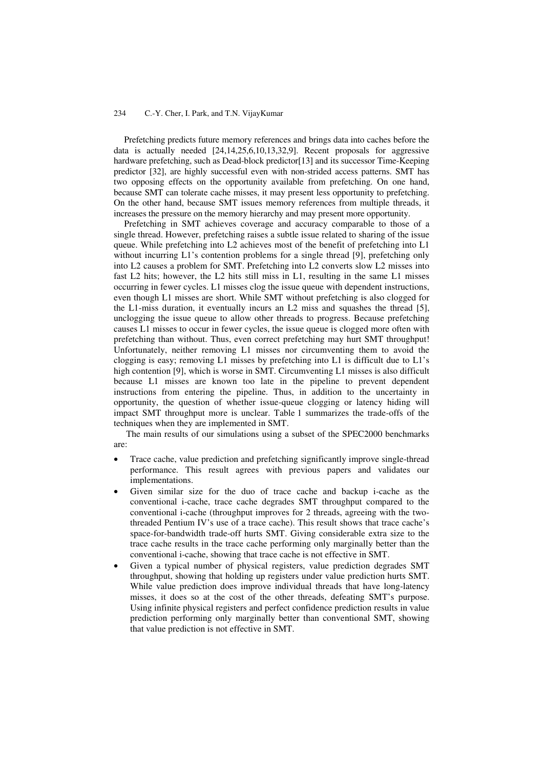Prefetching predicts future memory references and brings data into caches before the data is actually needed [24,14,25,6,10,13,32,9]. Recent proposals for aggressive hardware prefetching, such as Dead-block predictor[13] and its successor Time-Keeping predictor [32], are highly successful even with non-strided access patterns. SMT has two opposing effects on the opportunity available from prefetching. On one hand, because SMT can tolerate cache misses, it may present less opportunity to prefetching. On the other hand, because SMT issues memory references from multiple threads, it increases the pressure on the memory hierarchy and may present more opportunity.

Prefetching in SMT achieves coverage and accuracy comparable to those of a single thread. However, prefetching raises a subtle issue related to sharing of the issue queue. While prefetching into L2 achieves most of the benefit of prefetching into L1 without incurring L1's contention problems for a single thread [9], prefetching only into L2 causes a problem for SMT. Prefetching into L2 converts slow L2 misses into fast L2 hits; however, the L2 hits still miss in L1, resulting in the same L1 misses occurring in fewer cycles. L1 misses clog the issue queue with dependent instructions, even though L1 misses are short. While SMT without prefetching is also clogged for the L1-miss duration, it eventually incurs an L2 miss and squashes the thread [5], unclogging the issue queue to allow other threads to progress. Because prefetching causes L1 misses to occur in fewer cycles, the issue queue is clogged more often with prefetching than without. Thus, even correct prefetching may hurt SMT throughput! Unfortunately, neither removing L1 misses nor circumventing them to avoid the clogging is easy; removing L1 misses by prefetching into L1 is difficult due to L1's high contention [9], which is worse in SMT. Circumventing L1 misses is also difficult because L1 misses are known too late in the pipeline to prevent dependent instructions from entering the pipeline. Thus, in addition to the uncertainty in opportunity, the question of whether issue-queue clogging or latency hiding will impact SMT throughput more is unclear. Table 1 summarizes the trade-offs of the techniques when they are implemented in SMT.

The main results of our simulations using a subset of the SPEC2000 benchmarks are:

- Trace cache, value prediction and prefetching significantly improve single-thread performance. This result agrees with previous papers and validates our implementations.
- Given similar size for the duo of trace cache and backup i-cache as the conventional i-cache, trace cache degrades SMT throughput compared to the conventional i-cache (throughput improves for 2 threads, agreeing with the two-threaded Pentium IV's use of a trace cache). This result shows that trace cache's space-for-bandwidth trade-off hurts SMT. Giving considerable extra size to the trace cache results in the trace cache performing only marginally better than the conventional i-cache, showing that trace cache is not effective in SMT.
- Given a typical number of physical registers, value prediction degrades SMT throughput, showing that holding up registers under value prediction hurts SMT. While value prediction does improve individual threads that have long-latency misses, it does so at the cost of the other threads, defeating SMT's purpose. Using infinite physical registers and perfect confidence prediction results in value prediction performing only marginally better than conventional SMT, showing that value prediction is not effective in SMT.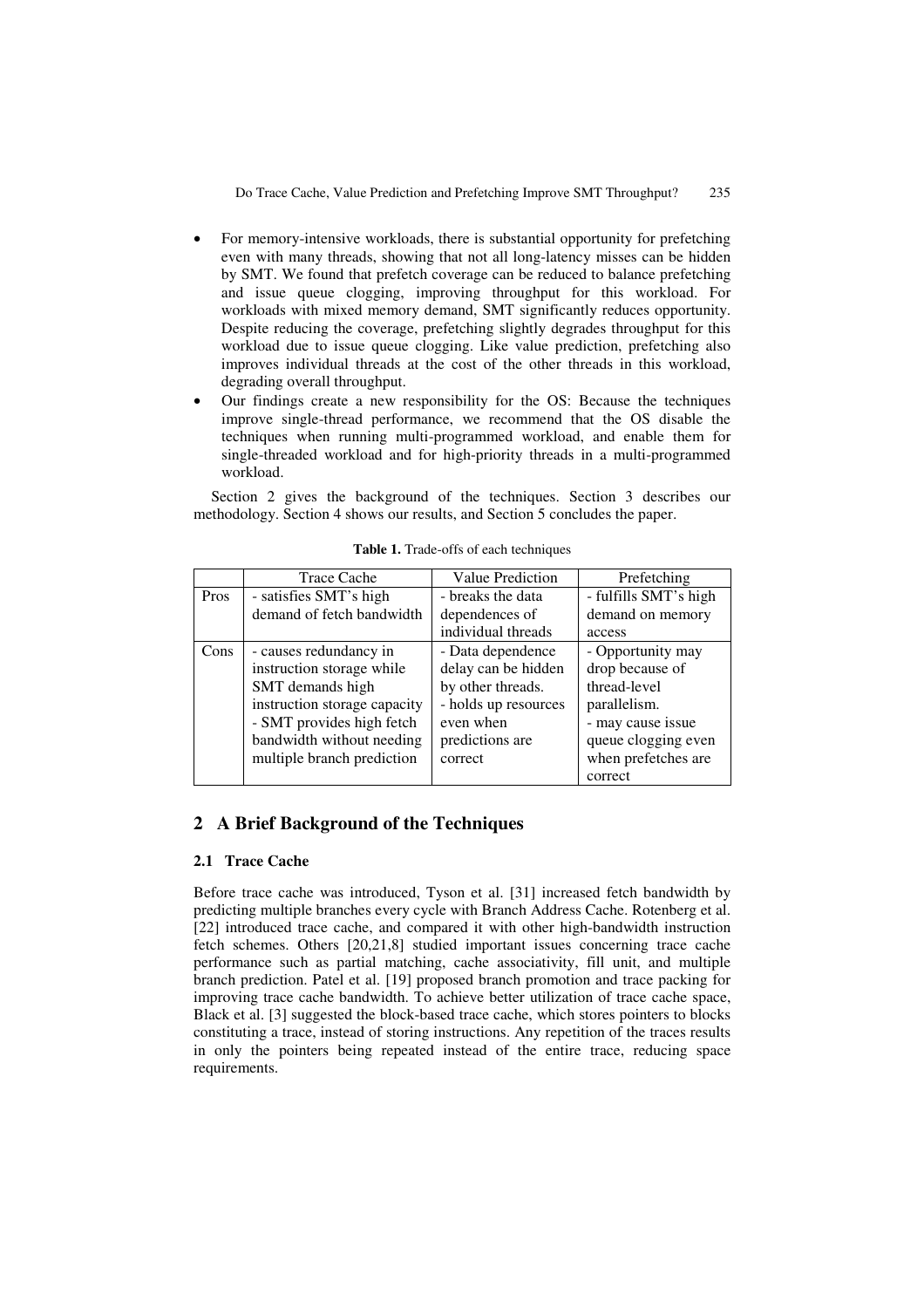- For memory-intensive workloads, there is substantial opportunity for prefetching even with many threads, showing that not all long-latency misses can be hidden by SMT. We found that prefetch coverage can be reduced to balance prefetching and issue queue clogging, improving throughput for this workload. For workloads with mixed memory demand, SMT significantly reduces opportunity. Despite reducing the coverage, prefetching slightly degrades throughput for this workload due to issue queue clogging. Like value prediction, prefetching also improves individual threads at the cost of the other threads in this workload, degrading overall throughput.
- Our findings create a new responsibility for the OS: Because the techniques improve single-thread performance, we recommend that the OS disable the techniques when running multi-programmed workload, and enable them for single-threaded workload and for high-priority threads in a multi-programmed workload.

Section 2 gives the background of the techniques. Section 3 describes our methodology. Section 4 shows our results, and Section 5 concludes the paper.

**Table 1.** Trade-offs of each techniques

| | Trace Cache | Value Prediction | Prefetching |
|---|---|---|---|
| Pros | - satisfies SMT's high demand of fetch bandwidth | - breaks the data dependences of individual threads | - fulfills SMT's high demand on memory access |
| Cons | - causes redundancy in instruction storage while SMT demands high instruction storage capacity<br>- SMT provides high fetch bandwidth without needing multiple branch prediction | - Data dependence delay can be hidden by other threads.<br>- holds up resources even when predictions are correct | - Opportunity may drop because of thread-level parallelism.<br>- may cause issue queue clogging even when prefetches are correct |

## 2 A Brief Background of the Techniques

### 2.1 Trace Cache

Before trace cache was introduced, Tyson et al. [31] increased fetch bandwidth by predicting multiple branches every cycle with Branch Address Cache. Rotenberg et al. [22] introduced trace cache, and compared it with other high-bandwidth instruction fetch schemes. Others [20,21,8] studied important issues concerning trace cache performance such as partial matching, cache associativity, fill unit, and multiple branch prediction. Patel et al. [19] proposed branch promotion and trace packing for improving trace cache bandwidth. To achieve better utilization of trace cache space, Black et al. [3] suggested the block-based trace cache, which stores pointers to blocks constituting a trace, instead of storing instructions. Any repetition of the traces results in only the pointers being repeated instead of the entire trace, reducing space requirements.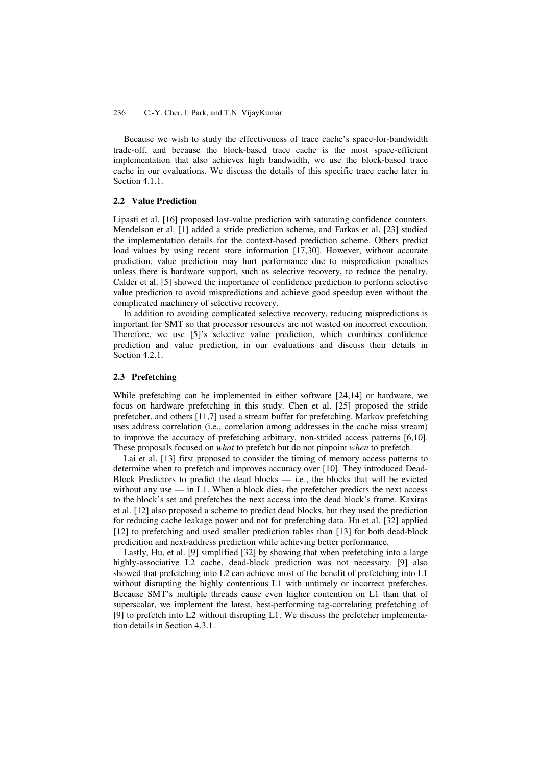Because we wish to study the effectiveness of trace cache's space-for-bandwidth trade-off, and because the block-based trace cache is the most space-efficient implementation that also achieves high bandwidth, we use the block-based trace cache in our evaluations. We discuss the details of this specific trace cache later in Section 4.1.1.

### 2.2 Value Prediction

Lipasti et al. [16] proposed last-value prediction with saturating confidence counters. Mendelson et al. [1] added a stride prediction scheme, and Farkas et al. [23] studied the implementation details for the context-based prediction scheme. Others predict load values by using recent store information [17,30]. However, without accurate prediction, value prediction may hurt performance due to misprediction penalties unless there is hardware support, such as selective recovery, to reduce the penalty. Calder et al. [5] showed the importance of confidence prediction to perform selective value prediction to avoid mispredictions and achieve good speedup even without the complicated machinery of selective recovery.

In addition to avoiding complicated selective recovery, reducing mispredictions is important for SMT so that processor resources are not wasted on incorrect execution. Therefore, we use [5]'s selective value prediction, which combines confidence prediction and value prediction, in our evaluations and discuss their details in Section 4.2.1.

### 2.3 Prefetching

While prefetching can be implemented in either software [24,14] or hardware, we focus on hardware prefetching in this study. Chen et al. [25] proposed the stride prefetcher, and others [11,7] used a stream buffer for prefetching. Markov prefetching uses address correlation (i.e., correlation among addresses in the cache miss stream) to improve the accuracy of prefetching arbitrary, non-strided access patterns [6,10]. These proposals focused on *what* to prefetch but do not pinpoint *when* to prefetch.

Lai et al. [13] first proposed to consider the timing of memory access patterns to determine when to prefetch and improves accuracy over [10]. They introduced Dead-Block Predictors to predict the dead blocks — i.e., the blocks that will be evicted without any use — in L1. When a block dies, the prefetcher predicts the next access to the block's set and prefetches the next access into the dead block's frame. Kaxiras et al. [12] also proposed a scheme to predict dead blocks, but they used the prediction for reducing cache leakage power and not for prefetching data. Hu et al. [32] applied [12] to prefetching and used smaller prediction tables than [13] for both dead-block predicition and next-address prediction while achieving better performance.

Lastly, Hu, et al. [9] simplified [32] by showing that when prefetching into a large highly-associative L2 cache, dead-block prediction was not necessary. [9] also showed that prefetching into L2 can achieve most of the benefit of prefetching into L1 without disrupting the highly contentious L1 with untimely or incorrect prefetches. Because SMT's multiple threads cause even higher contention on L1 than that of superscalar, we implement the latest, best-performing tag-correlating prefetching of [9] to prefetch into L2 without disrupting L1. We discuss the prefetcher implementation details in Section 4.3.1.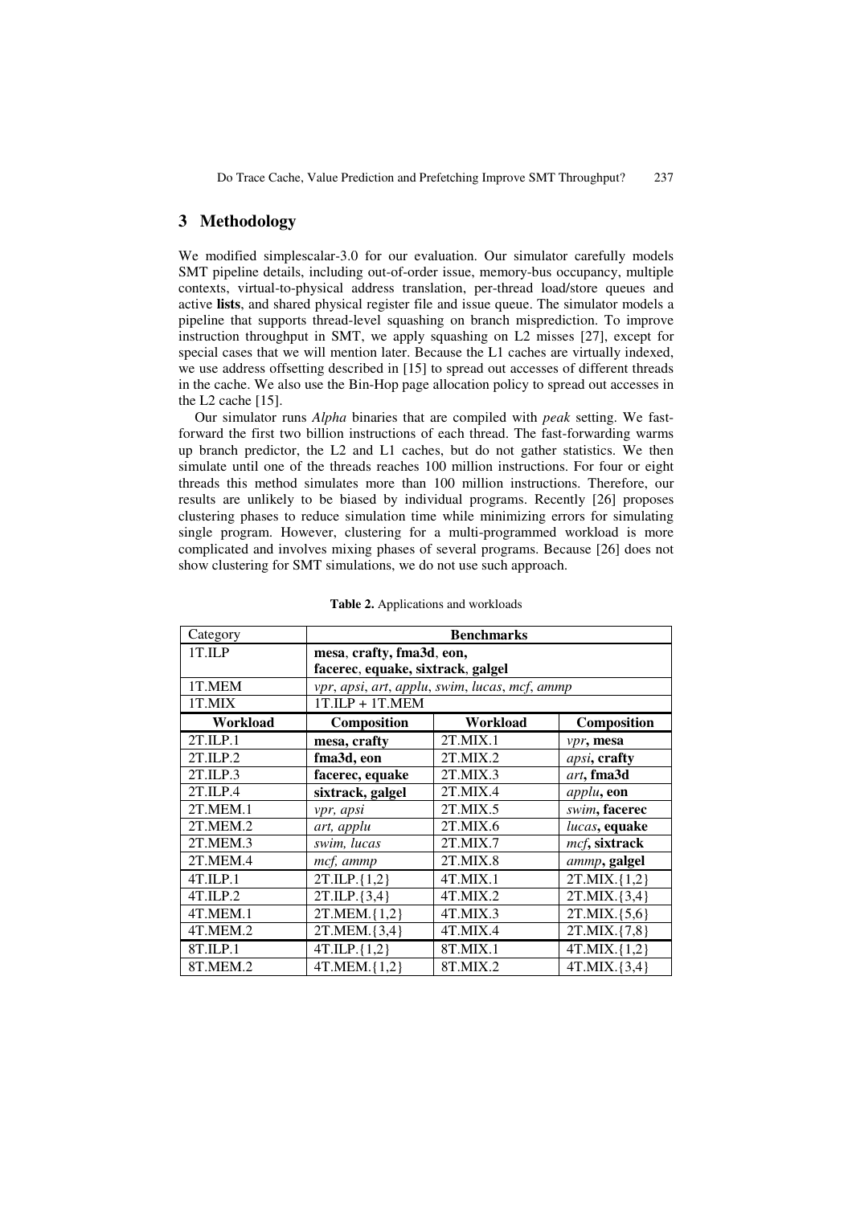## 3 Methodology

We modified simplescalar-3.0 for our evaluation. Our simulator carefully models SMT pipeline details, including out-of-order issue, memory-bus occupancy, multiple contexts, virtual-to-physical address translation, per-thread load/store queues and active **lists**, and shared physical register file and issue queue. The simulator models a pipeline that supports thread-level squashing on branch misprediction. To improve instruction throughput in SMT, we apply squashing on L2 misses [27], except for special cases that we will mention later. Because the L1 caches are virtually indexed, we use address offsetting described in [15] to spread out accesses of different threads in the cache. We also use the Bin-Hop page allocation policy to spread out accesses in the L2 cache [15].

Our simulator runs *Alpha* binaries that are compiled with *peak* setting. We fast-forward the first two billion instructions of each thread. The fast-forwarding warms up branch predictor, the L2 and L1 caches, but do not gather statistics. We then simulate until one of the threads reaches 100 million instructions. For four or eight threads this method simulates more than 100 million instructions. Therefore, our results are unlikely to be biased by individual programs. Recently [26] proposes clustering phases to reduce simulation time while minimizing errors for simulating single program. However, clustering for a multi-programmed workload is more complicated and involves mixing phases of several programs. Because [26] does not show clustering for SMT simulations, we do not use such approach.

**Table 2.** Applications and workloads

| Category | **Benchmarks** | | |
|---|---|---|---|
| 1T.ILP | **mesa**, **crafty**, **fma3d**, **eon**, **facerec**, **equake**, **sixtrack**, **galgel** | | |
| 1T.MEM | *vpr*, *apsi*, *art*, *applu*, *swim*, *lucas*, *mcf*, *ammp* | | |
| 1T.MIX | 1T.ILP + 1T.MEM | | |
| **Workload** | **Composition** | **Workload** | **Composition** |
| 2T.ILP.1 | **mesa, crafty** | 2T.MIX.1 | *vpr*, **mesa** |
| 2T.ILP.2 | **fma3d, eon** | 2T.MIX.2 | *apsi*, **crafty** |
| 2T.ILP.3 | **facerec, equake** | 2T.MIX.3 | *art*, **fma3d** |
| 2T.ILP.4 | **sixtrack, galgel** | 2T.MIX.4 | *applu*, **eon** |
| 2T.MEM.1 | *vpr, apsi* | 2T.MIX.5 | *swim*, **facerec** |
| 2T.MEM.2 | *art, applu* | 2T.MIX.6 | *lucas*, **equake** |
| 2T.MEM.3 | *swim, lucas* | 2T.MIX.7 | *mcf*, **sixtrack** |
| 2T.MEM.4 | *mcf, ammp* | 2T.MIX.8 | *ammp*, **galgel** |
| 4T.ILP.1 | 2T.ILP.{1,2} | 4T.MIX.1 | 2T.MIX.{1,2} |
| 4T.ILP.2 | 2T.ILP.{3,4} | 4T.MIX.2 | 2T.MIX.{3,4} |
| 4T.MEM.1 | 2T.MEM.{1,2} | 4T.MIX.3 | 2T.MIX.{5,6} |
| 4T.MEM.2 | 2T.MEM.{3,4} | 4T.MIX.4 | 2T.MIX.{7,8} |
| 8T.ILP.1 | 4T.ILP.{1,2} | 8T.MIX.1 | 4T.MIX.{1,2} |
| 8T.MEM.2 | 4T.MEM.{1,2} | 8T.MIX.2 | 4T.MIX.{3,4} |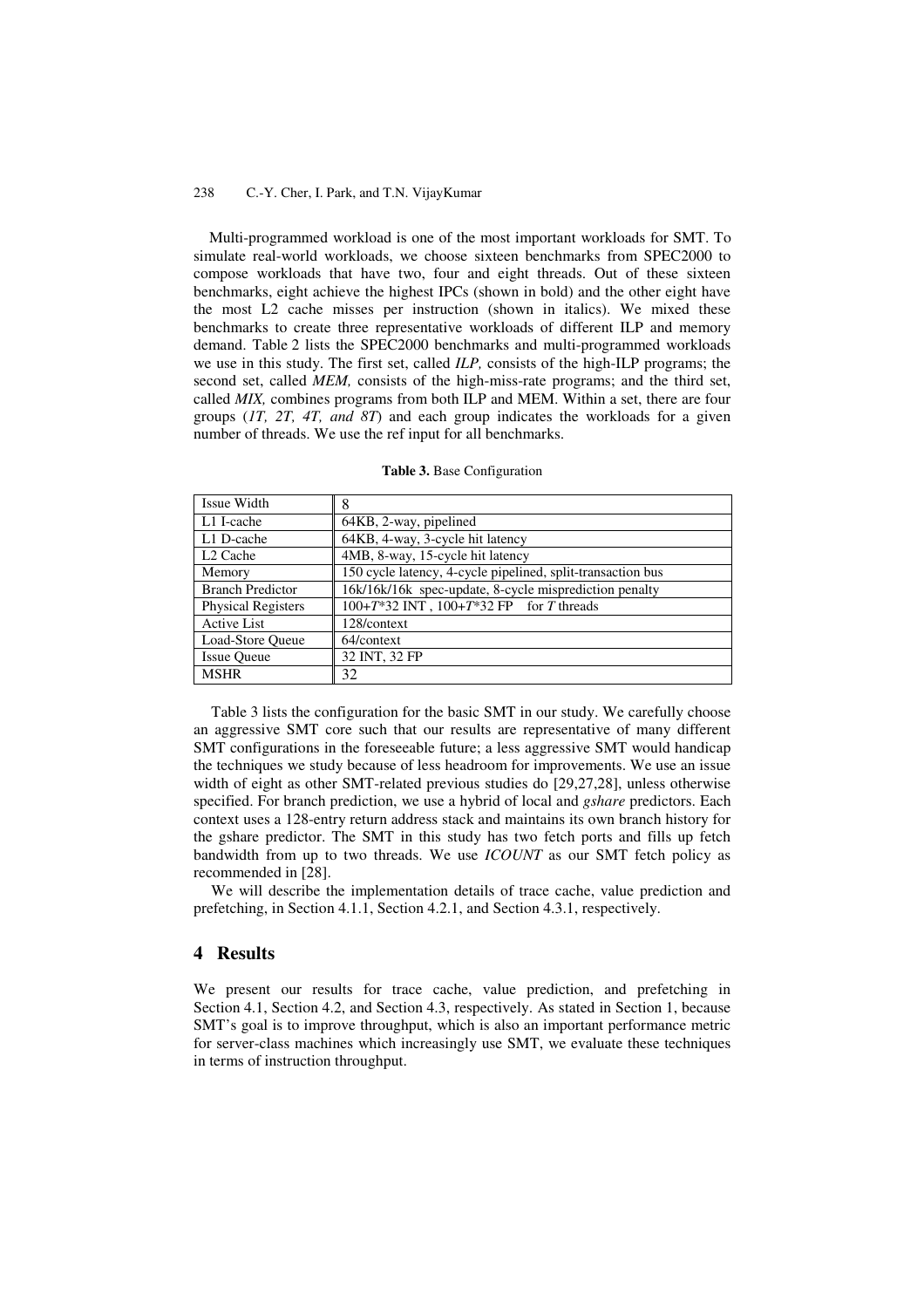Multi-programmed workload is one of the most important workloads for SMT. To simulate real-world workloads, we choose sixteen benchmarks from SPEC2000 to compose workloads that have two, four and eight threads. Out of these sixteen benchmarks, eight achieve the highest IPCs (shown in bold) and the other eight have the most L2 cache misses per instruction (shown in italics). We mixed these benchmarks to create three representative workloads of different ILP and memory demand. Table 2 lists the SPEC2000 benchmarks and multi-programmed workloads we use in this study. The first set, called *ILP,* consists of the high-ILP programs; the second set, called *MEM,* consists of the high-miss-rate programs; and the third set, called *MIX,* combines programs from both ILP and MEM. Within a set, there are four groups (*1T, 2T, 4T, and 8T*) and each group indicates the workloads for a given number of threads. We use the ref input for all benchmarks.

**Table 3.** Base Configuration

| | |
|---|---|
| Issue Width | 8 |
| L1 I-cache | 64KB, 2-way, pipelined |
| L1 D-cache | 64KB, 4-way, 3-cycle hit latency |
| L2 Cache | 4MB, 8-way, 15-cycle hit latency |
| Memory | 150 cycle latency, 4-cycle pipelined, split-transaction bus |
| Branch Predictor | 16k/16k/16k spec-update, 8-cycle misprediction penalty |
| Physical Registers | 100+$T$*32 INT , 100+$T$*32 FP for $T$ threads |
| Active List | 128/context |
| Load-Store Queue | 64/context |
| Issue Queue | 32 INT, 32 FP |
| MSHR | 32 |

Table 3 lists the configuration for the basic SMT in our study. We carefully choose an aggressive SMT core such that our results are representative of many different SMT configurations in the foreseeable future; a less aggressive SMT would handicap the techniques we study because of less headroom for improvements. We use an issue width of eight as other SMT-related previous studies do [29,27,28], unless otherwise specified. For branch prediction, we use a hybrid of local and *gshare* predictors. Each context uses a 128-entry return address stack and maintains its own branch history for the gshare predictor. The SMT in this study has two fetch ports and fills up fetch bandwidth from up to two threads. We use *ICOUNT* as our SMT fetch policy as recommended in [28].

We will describe the implementation details of trace cache, value prediction and prefetching, in Section 4.1.1, Section 4.2.1, and Section 4.3.1, respectively.

## 4 Results

We present our results for trace cache, value prediction, and prefetching in Section 4.1, Section 4.2, and Section 4.3, respectively. As stated in Section 1, because SMT's goal is to improve throughput, which is also an important performance metric for server-class machines which increasingly use SMT, we evaluate these techniques in terms of instruction throughput.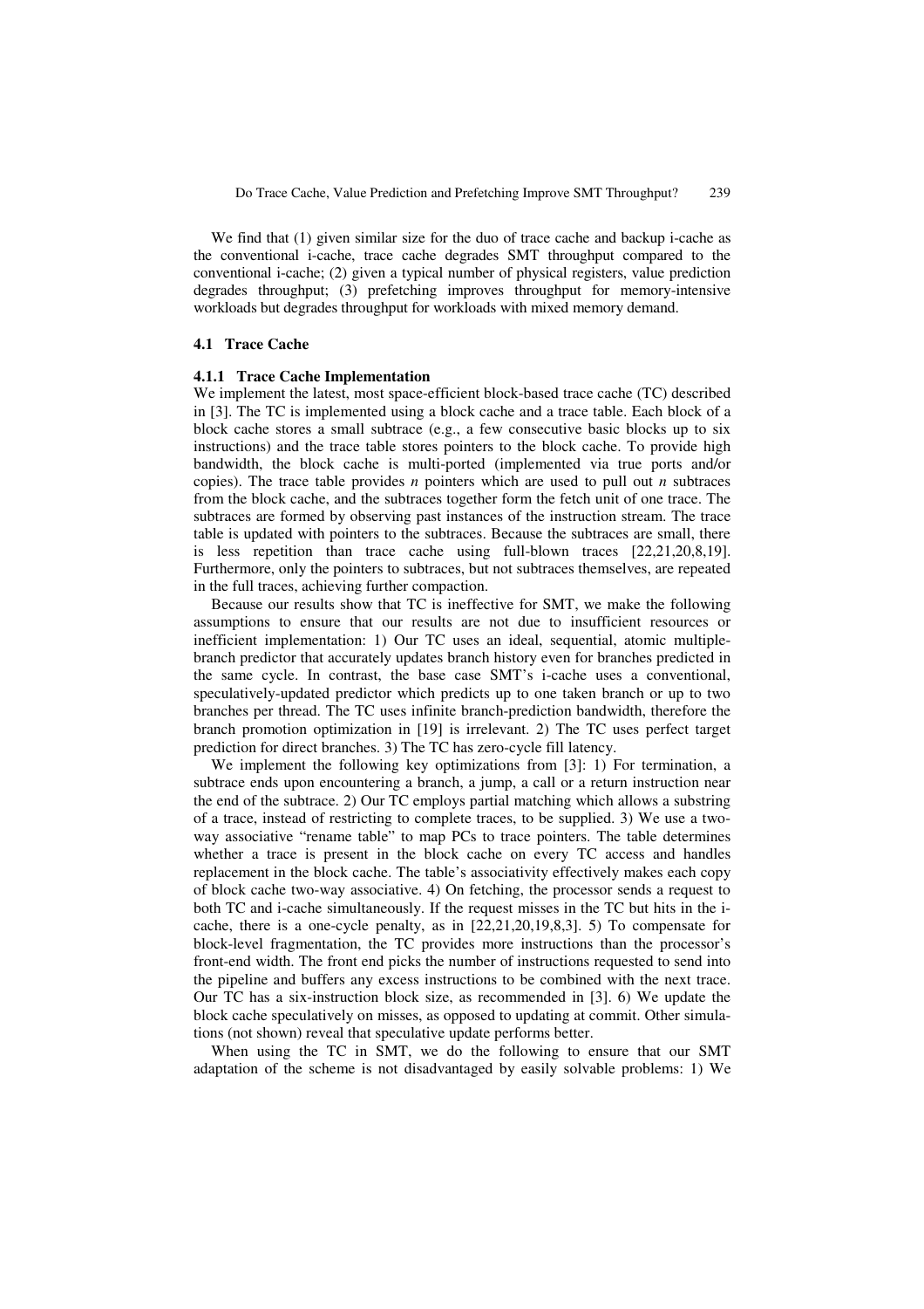We find that (1) given similar size for the duo of trace cache and backup i-cache as the conventional i-cache, trace cache degrades SMT throughput compared to the conventional i-cache; (2) given a typical number of physical registers, value prediction degrades throughput; (3) prefetching improves throughput for memory-intensive workloads but degrades throughput for workloads with mixed memory demand.

### 4.1 Trace Cache

#### 4.1.1 Trace Cache Implementation

We implement the latest, most space-efficient block-based trace cache (TC) described in [3]. The TC is implemented using a block cache and a trace table. Each block of a block cache stores a small subtrace (e.g., a few consecutive basic blocks up to six instructions) and the trace table stores pointers to the block cache. To provide high bandwidth, the block cache is multi-ported (implemented via true ports and/or copies). The trace table provides *n* pointers which are used to pull out *n* subtraces from the block cache, and the subtraces together form the fetch unit of one trace. The subtraces are formed by observing past instances of the instruction stream. The trace table is updated with pointers to the subtraces. Because the subtraces are small, there is less repetition than trace cache using full-blown traces [22,21,20,8,19]. Furthermore, only the pointers to subtraces, but not subtraces themselves, are repeated in the full traces, achieving further compaction.

Because our results show that TC is ineffective for SMT, we make the following assumptions to ensure that our results are not due to insufficient resources or inefficient implementation: 1) Our TC uses an ideal, sequential, atomic multiple-branch predictor that accurately updates branch history even for branches predicted in the same cycle. In contrast, the base case SMT's i-cache uses a conventional, speculatively-updated predictor which predicts up to one taken branch or up to two branches per thread. The TC uses infinite branch-prediction bandwidth, therefore the branch promotion optimization in [19] is irrelevant. 2) The TC uses perfect target prediction for direct branches. 3) The TC has zero-cycle fill latency.

We implement the following key optimizations from [3]: 1) For termination, a subtrace ends upon encountering a branch, a jump, a call or a return instruction near the end of the subtrace. 2) Our TC employs partial matching which allows a substring of a trace, instead of restricting to complete traces, to be supplied. 3) We use a two-way associative "rename table" to map PCs to trace pointers. The table determines whether a trace is present in the block cache on every TC access and handles replacement in the block cache. The table's associativity effectively makes each copy of block cache two-way associative. 4) On fetching, the processor sends a request to both TC and i-cache simultaneously. If the request misses in the TC but hits in the i-cache, there is a one-cycle penalty, as in [22,21,20,19,8,3]. 5) To compensate for block-level fragmentation, the TC provides more instructions than the processor's front-end width. The front end picks the number of instructions requested to send into the pipeline and buffers any excess instructions to be combined with the next trace. Our TC has a six-instruction block size, as recommended in [3]. 6) We update the block cache speculatively on misses, as opposed to updating at commit. Other simulations (not shown) reveal that speculative update performs better.

When using the TC in SMT, we do the following to ensure that our SMT adaptation of the scheme is not disadvantaged by easily solvable problems: 1) We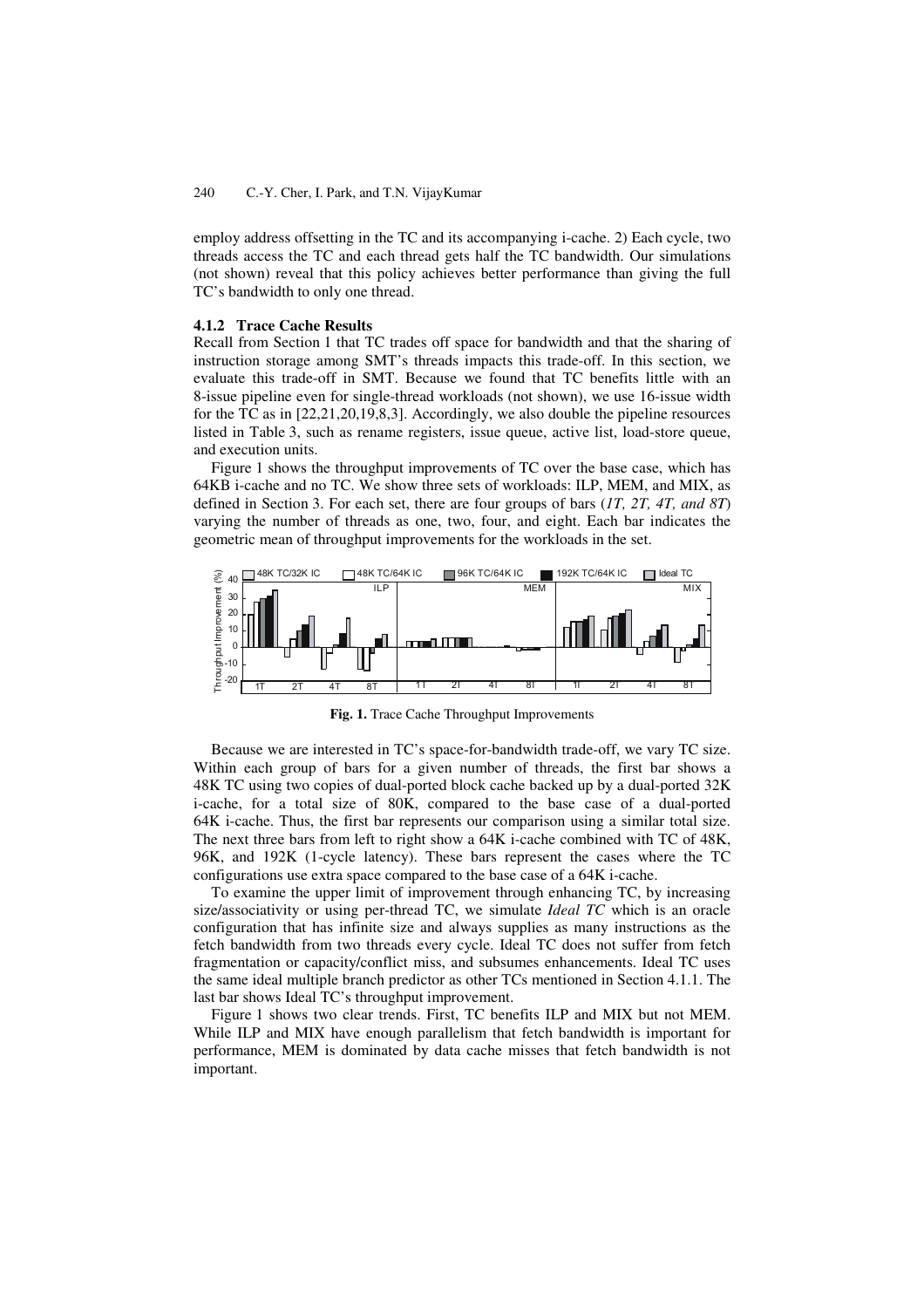employ address offsetting in the TC and its accompanying i-cache. 2) Each cycle, two threads access the TC and each thread gets half the TC bandwidth. Our simulations (not shown) reveal that this policy achieves better performance than giving the full TC's bandwidth to only one thread.

### 4.1.2 Trace Cache Results

Recall from Section 1 that TC trades off space for bandwidth and that the sharing of instruction storage among SMT's threads impacts this trade-off. In this section, we evaluate this trade-off in SMT. Because we found that TC benefits little with an 8-issue pipeline even for single-thread workloads (not shown), we use 16-issue width for the TC as in [22,21,20,19,8,3]. Accordingly, we also double the pipeline resources listed in Table 3, such as rename registers, issue queue, active list, load-store queue, and execution units.

Figure 1 shows the throughput improvements of TC over the base case, which has 64KB i-cache and no TC. We show three sets of workloads: ILP, MEM, and MIX, as defined in Section 3. For each set, there are four groups of bars (*1T, 2T, 4T, and 8T*) varying the number of threads as one, two, four, and eight. Each bar indicates the geometric mean of throughput improvements for the workloads in the set.

**Fig. 1.** Trace Cache Throughput Improvements

Because we are interested in TC's space-for-bandwidth trade-off, we vary TC size. Within each group of bars for a given number of threads, the first bar shows a 48K TC using two copies of dual-ported block cache backed up by a dual-ported 32K i-cache, for a total size of 80K, compared to the base case of a dual-ported 64K i-cache. Thus, the first bar represents our comparison using a similar total size. The next three bars from left to right show a 64K i-cache combined with TC of 48K, 96K, and 192K (1-cycle latency). These bars represent the cases where the TC configurations use extra space compared to the base case of a 64K i-cache.

To examine the upper limit of improvement through enhancing TC, by increasing size/associativity or using per-thread TC, we simulate *Ideal TC* which is an oracle configuration that has infinite size and always supplies as many instructions as the fetch bandwidth from two threads every cycle. Ideal TC does not suffer from fetch fragmentation or capacity/conflict miss, and subsumes enhancements. Ideal TC uses the same ideal multiple branch predictor as other TCs mentioned in Section 4.1.1. The last bar shows Ideal TC's throughput improvement.

Figure 1 shows two clear trends. First, TC benefits ILP and MIX but not MEM. While ILP and MIX have enough parallelism that fetch bandwidth is important for performance, MEM is dominated by data cache misses that fetch bandwidth is not important.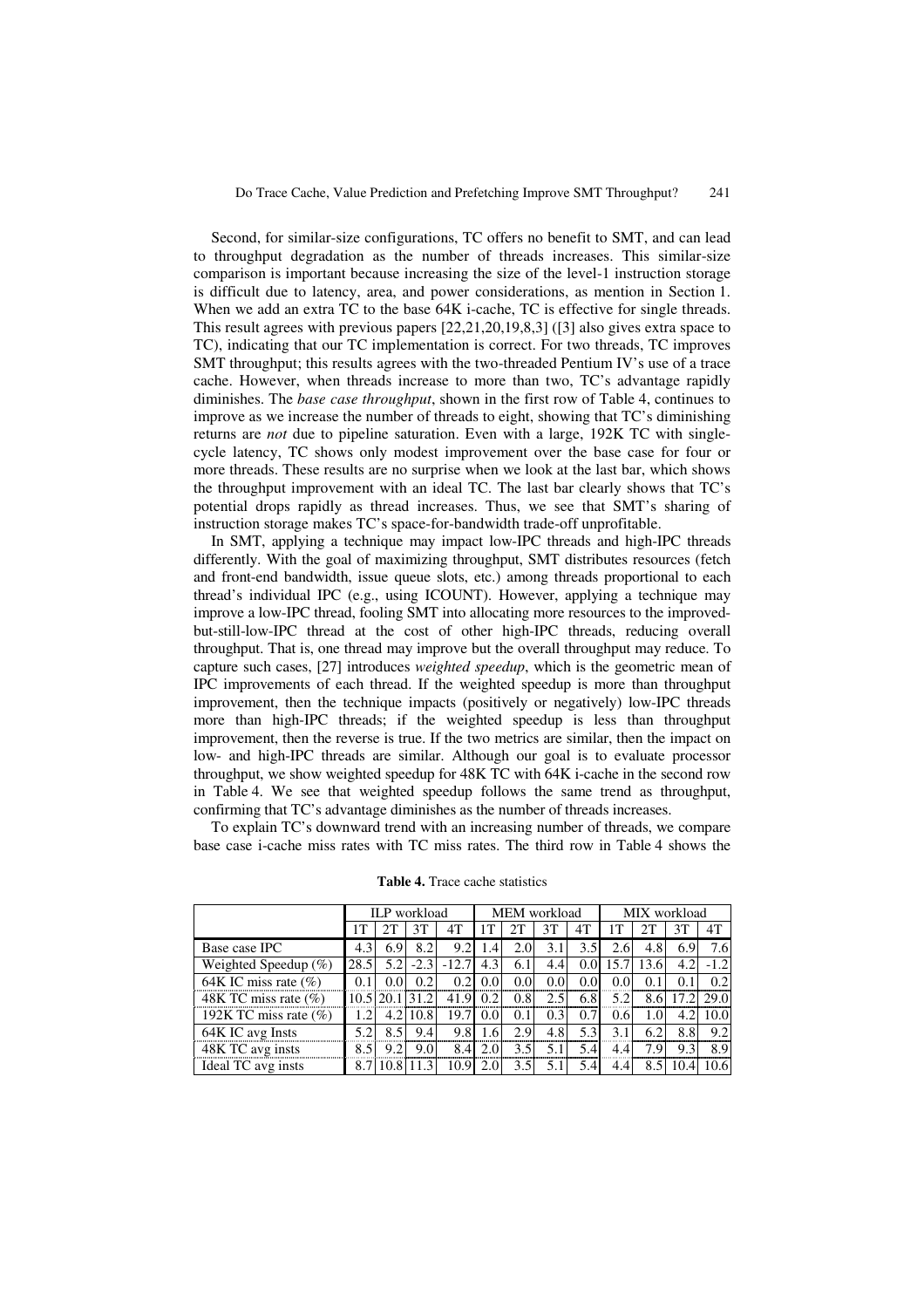Second, for similar-size configurations, TC offers no benefit to SMT, and can lead to throughput degradation as the number of threads increases. This similar-size comparison is important because increasing the size of the level-1 instruction storage is difficult due to latency, area, and power considerations, as mention in Section 1. When we add an extra TC to the base 64K i-cache, TC is effective for single threads. This result agrees with previous papers [22,21,20,19,8,3] ([3] also gives extra space to TC), indicating that our TC implementation is correct. For two threads, TC improves SMT throughput; this results agrees with the two-threaded Pentium IV's use of a trace cache. However, when threads increase to more than two, TC's advantage rapidly diminishes. The *base case throughput*, shown in the first row of Table 4, continues to improve as we increase the number of threads to eight, showing that TC's diminishing returns are *not* due to pipeline saturation. Even with a large, 192K TC with single-cycle latency, TC shows only modest improvement over the base case for four or more threads. These results are no surprise when we look at the last bar, which shows the throughput improvement with an ideal TC. The last bar clearly shows that TC's potential drops rapidly as thread increases. Thus, we see that SMT's sharing of instruction storage makes TC's space-for-bandwidth trade-off unprofitable.

In SMT, applying a technique may impact low-IPC threads and high-IPC threads differently. With the goal of maximizing throughput, SMT distributes resources (fetch and front-end bandwidth, issue queue slots, etc.) among threads proportional to each thread's individual IPC (e.g., using ICOUNT). However, applying a technique may improve a low-IPC thread, fooling SMT into allocating more resources to the improved-but-still-low-IPC thread at the cost of other high-IPC threads, reducing overall throughput. That is, one thread may improve but the overall throughput may reduce. To capture such cases, [27] introduces *weighted speedup*, which is the geometric mean of IPC improvements of each thread. If the weighted speedup is more than throughput improvement, then the technique impacts (positively or negatively) low-IPC threads more than high-IPC threads; if the weighted speedup is less than throughput improvement, then the reverse is true. If the two metrics are similar, then the impact on low- and high-IPC threads are similar. Although our goal is to evaluate processor throughput, we show weighted speedup for 48K TC with 64K i-cache in the second row in Table 4. We see that weighted speedup follows the same trend as throughput, confirming that TC's advantage diminishes as the number of threads increases.

To explain TC's downward trend with an increasing number of threads, we compare base case i-cache miss rates with TC miss rates. The third row in Table 4 shows the

**Table 4.** Trace cache statistics

| | ILP workload | | | | MEM workload | | | | MIX workload | | | |
|---|---|---|---|---|---|---|---|---|---|---|---|---|
| | 1T | 2T | 3T | 4T | 1T | 2T | 3T | 4T | 1T | 2T | 3T | 4T |
| Base case IPC | 4.3 | 6.9 | 8.2 | 9.2 | 1.4 | 2.0 | 3.1 | 3.5 | 2.6 | 4.8 | 6.9 | 7.6 |
| Weighted Speedup (%) | 28.5 | 5.2 | -2.3 | -12.7 | 4.3 | 6.1 | 4.4 | 0.0 | 15.7 | 13.6 | 4.2 | -1.2 |
| 64K IC miss rate (%) | 0.1 | 0.0 | 0.2 | 0.2 | 0.0 | 0.0 | 0.0 | 0.0 | 0.0 | 0.1 | 0.1 | 0.2 |
| 48K TC miss rate (%) | 10.5 | 20.1 | 31.2 | 41.9 | 0.2 | 0.8 | 2.5 | 6.8 | 5.2 | 8.6 | 17.2 | 29.0 |
| 192K TC miss rate (%) | 1.2 | 4.2 | 10.8 | 19.7 | 0.0 | 0.1 | 0.3 | 0.7 | 0.6 | 1.0 | 4.2 | 10.0 |
| 64K IC avg Insts | 5.2 | 8.5 | 9.4 | 9.8 | 1.6 | 2.9 | 4.8 | 5.3 | 3.1 | 6.2 | 8.8 | 9.2 |
| 48K TC avg insts | 8.5 | 9.2 | 9.0 | 8.4 | 2.0 | 3.5 | 5.1 | 5.4 | 4.4 | 7.9 | 9.3 | 8.9 |
| Ideal TC avg insts | 8.7 | 10.8 | 11.3 | 10.9 | 2.0 | 3.5 | 5.1 | 5.4 | 4.4 | 8.5 | 10.4 | 10.6 |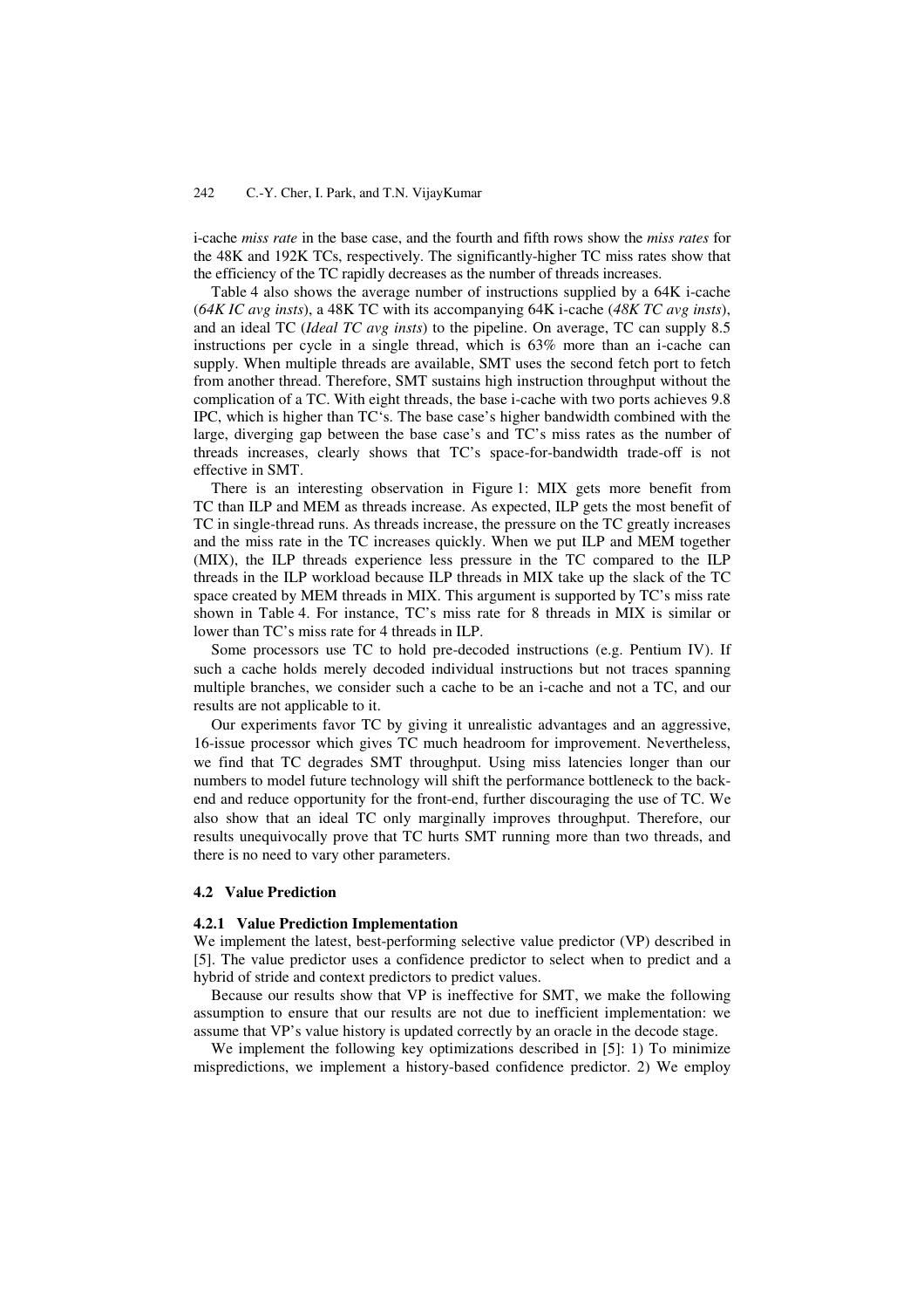i-cache *miss rate* in the base case, and the fourth and fifth rows show the *miss rates* for the 48K and 192K TCs, respectively. The significantly-higher TC miss rates show that the efficiency of the TC rapidly decreases as the number of threads increases.

Table 4 also shows the average number of instructions supplied by a 64K i-cache (*64K IC avg insts*), a 48K TC with its accompanying 64K i-cache (*48K TC avg insts*), and an ideal TC (*Ideal TC avg insts*) to the pipeline. On average, TC can supply 8.5 instructions per cycle in a single thread, which is 63% more than an i-cache can supply. When multiple threads are available, SMT uses the second fetch port to fetch from another thread. Therefore, SMT sustains high instruction throughput without the complication of a TC. With eight threads, the base i-cache with two ports achieves 9.8 IPC, which is higher than TC's. The base case's higher bandwidth combined with the large, diverging gap between the base case's and TC's miss rates as the number of threads increases, clearly shows that TC's space-for-bandwidth trade-off is not effective in SMT.

There is an interesting observation in Figure 1: MIX gets more benefit from TC than ILP and MEM as threads increase. As expected, ILP gets the most benefit of TC in single-thread runs. As threads increase, the pressure on the TC greatly increases and the miss rate in the TC increases quickly. When we put ILP and MEM together (MIX), the ILP threads experience less pressure in the TC compared to the ILP threads in the ILP workload because ILP threads in MIX take up the slack of the TC space created by MEM threads in MIX. This argument is supported by TC's miss rate shown in Table 4. For instance, TC's miss rate for 8 threads in MIX is similar or lower than TC's miss rate for 4 threads in ILP.

Some processors use TC to hold pre-decoded instructions (e.g. Pentium IV). If such a cache holds merely decoded individual instructions but not traces spanning multiple branches, we consider such a cache to be an i-cache and not a TC, and our results are not applicable to it.

Our experiments favor TC by giving it unrealistic advantages and an aggressive, 16-issue processor which gives TC much headroom for improvement. Nevertheless, we find that TC degrades SMT throughput. Using miss latencies longer than our numbers to model future technology will shift the performance bottleneck to the back-end and reduce opportunity for the front-end, further discouraging the use of TC. We also show that an ideal TC only marginally improves throughput. Therefore, our results unequivocally prove that TC hurts SMT running more than two threads, and there is no need to vary other parameters.

### 4.2 Value Prediction

#### 4.2.1 Value Prediction Implementation

We implement the latest, best-performing selective value predictor (VP) described in [5]. The value predictor uses a confidence predictor to select when to predict and a hybrid of stride and context predictors to predict values.

Because our results show that VP is ineffective for SMT, we make the following assumption to ensure that our results are not due to inefficient implementation: we assume that VP's value history is updated correctly by an oracle in the decode stage.

We implement the following key optimizations described in [5]: 1) To minimize mispredictions, we implement a history-based confidence predictor. 2) We employ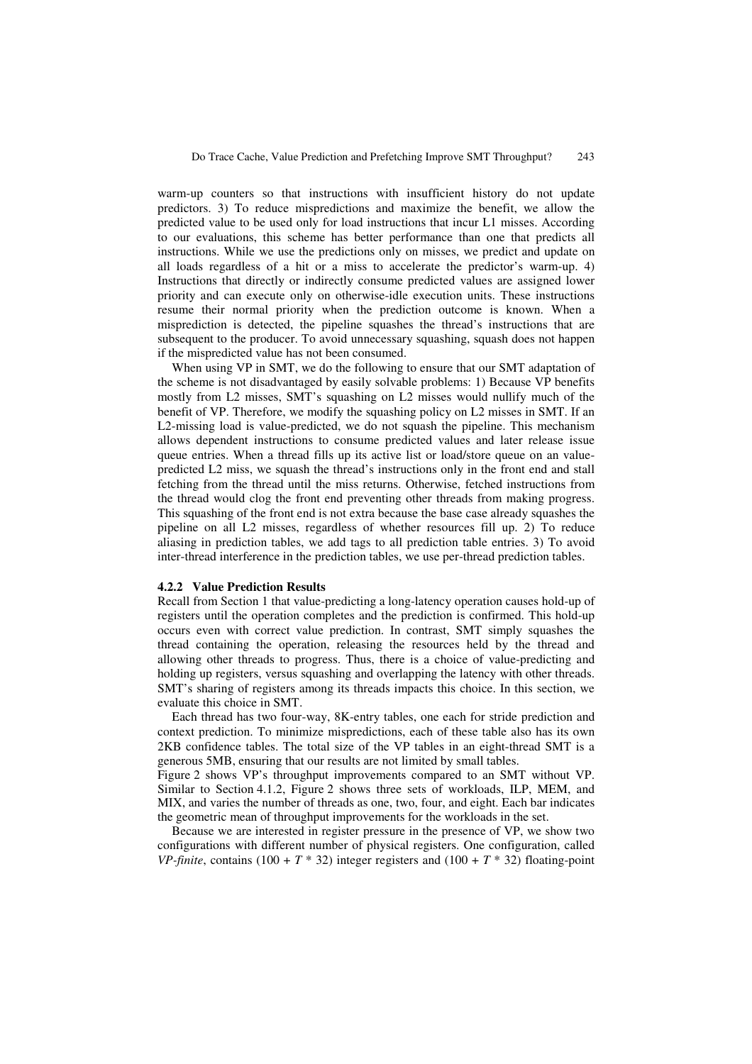warm-up counters so that instructions with insufficient history do not update predictors. 3) To reduce mispredictions and maximize the benefit, we allow the predicted value to be used only for load instructions that incur L1 misses. According to our evaluations, this scheme has better performance than one that predicts all instructions. While we use the predictions only on misses, we predict and update on all loads regardless of a hit or a miss to accelerate the predictor's warm-up. 4) Instructions that directly or indirectly consume predicted values are assigned lower priority and can execute only on otherwise-idle execution units. These instructions resume their normal priority when the prediction outcome is known. When a misprediction is detected, the pipeline squashes the thread's instructions that are subsequent to the producer. To avoid unnecessary squashing, squash does not happen if the mispredicted value has not been consumed.

When using VP in SMT, we do the following to ensure that our SMT adaptation of the scheme is not disadvantaged by easily solvable problems: 1) Because VP benefits mostly from L2 misses, SMT's squashing on L2 misses would nullify much of the benefit of VP. Therefore, we modify the squashing policy on L2 misses in SMT. If an L2-missing load is value-predicted, we do not squash the pipeline. This mechanism allows dependent instructions to consume predicted values and later release issue queue entries. When a thread fills up its active list or load/store queue on an value-predicted L2 miss, we squash the thread's instructions only in the front end and stall fetching from the thread until the miss returns. Otherwise, fetched instructions from the thread would clog the front end preventing other threads from making progress. This squashing of the front end is not extra because the base case already squashes the pipeline on all L2 misses, regardless of whether resources fill up. 2) To reduce aliasing in prediction tables, we add tags to all prediction table entries. 3) To avoid inter-thread interference in the prediction tables, we use per-thread prediction tables.

#### 4.2.2 Value Prediction Results

Recall from Section 1 that value-predicting a long-latency operation causes hold-up of registers until the operation completes and the prediction is confirmed. This hold-up occurs even with correct value prediction. In contrast, SMT simply squashes the thread containing the operation, releasing the resources held by the thread and allowing other threads to progress. Thus, there is a choice of value-predicting and holding up registers, versus squashing and overlapping the latency with other threads. SMT's sharing of registers among its threads impacts this choice. In this section, we evaluate this choice in SMT.

Each thread has two four-way, 8K-entry tables, one each for stride prediction and context prediction. To minimize mispredictions, each of these table also has its own 2KB confidence tables. The total size of the VP tables in an eight-thread SMT is a generous 5MB, ensuring that our results are not limited by small tables.

Figure 2 shows VP's throughput improvements compared to an SMT without VP. Similar to Section 4.1.2, Figure 2 shows three sets of workloads, ILP, MEM, and MIX, and varies the number of threads as one, two, four, and eight. Each bar indicates the geometric mean of throughput improvements for the workloads in the set.

Because we are interested in register pressure in the presence of VP, we show two configurations with different number of physical registers. One configuration, called *VP-finite*, contains ($100 + T * 32$) integer registers and ($100 + T * 32$) floating-point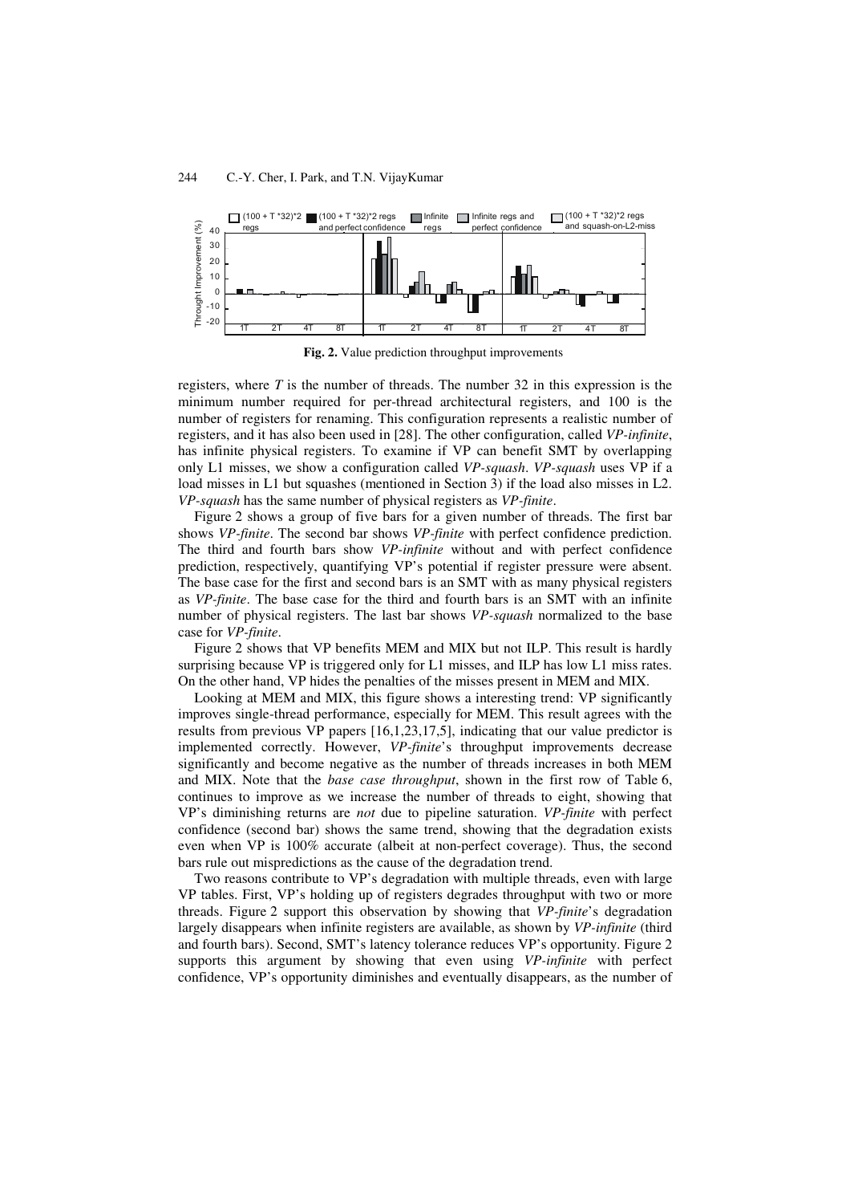(100 + T *32)*2 regs
(100 + T *32)*2 regs and perfect confidence
Infinite regs
Infinite regs and perfect confidence
(100 + T *32)*2 regs and squash-on-L2-miss

Throught Improvement (%)

40
30
20
10
0
-10
-20

1T 2T 4T 8T 1T 2T 4T 8T 1T 2T 4T 8T

**Fig. 2.** Value prediction throughput improvements

registers, where $T$ is the number of threads. The number 32 in this expression is the minimum number required for per-thread architectural registers, and 100 is the number of registers for renaming. This configuration represents a realistic number of registers, and it has also been used in [28]. The other configuration, called *VP-infinite*, has infinite physical registers. To examine if VP can benefit SMT by overlapping only L1 misses, we show a configuration called *VP-squash*. *VP-squash* uses VP if a load misses in L1 but squashes (mentioned in Section 3) if the load also misses in L2. *VP-squash* has the same number of physical registers as *VP-finite*.

Figure 2 shows a group of five bars for a given number of threads. The first bar shows *VP-finite*. The second bar shows *VP-finite* with perfect confidence prediction. The third and fourth bars show *VP-infinite* without and with perfect confidence prediction, respectively, quantifying VP's potential if register pressure were absent. The base case for the first and second bars is an SMT with as many physical registers as *VP-finite*. The base case for the third and fourth bars is an SMT with an infinite number of physical registers. The last bar shows *VP-squash* normalized to the base case for *VP-finite*.

Figure 2 shows that VP benefits MEM and MIX but not ILP. This result is hardly surprising because VP is triggered only for L1 misses, and ILP has low L1 miss rates. On the other hand, VP hides the penalties of the misses present in MEM and MIX.

Looking at MEM and MIX, this figure shows a interesting trend: VP significantly improves single-thread performance, especially for MEM. This result agrees with the results from previous VP papers [16,1,23,17,5], indicating that our value predictor is implemented correctly. However, *VP-finite*'s throughput improvements decrease significantly and become negative as the number of threads increases in both MEM and MIX. Note that the *base case throughput*, shown in the first row of Table 6, continues to improve as we increase the number of threads to eight, showing that VP's diminishing returns are *not* due to pipeline saturation. *VP-finite* with perfect confidence (second bar) shows the same trend, showing that the degradation exists even when VP is 100% accurate (albeit at non-perfect coverage). Thus, the second bars rule out mispredictions as the cause of the degradation trend.

Two reasons contribute to VP's degradation with multiple threads, even with large VP tables. First, VP's holding up of registers degrades throughput with two or more threads. Figure 2 support this observation by showing that *VP-finite*'s degradation largely disappears when infinite registers are available, as shown by *VP-infinite* (third and fourth bars). Second, SMT's latency tolerance reduces VP's opportunity. Figure 2 supports this argument by showing that even using *VP-infinite* with perfect confidence, VP's opportunity diminishes and eventually disappears, as the number of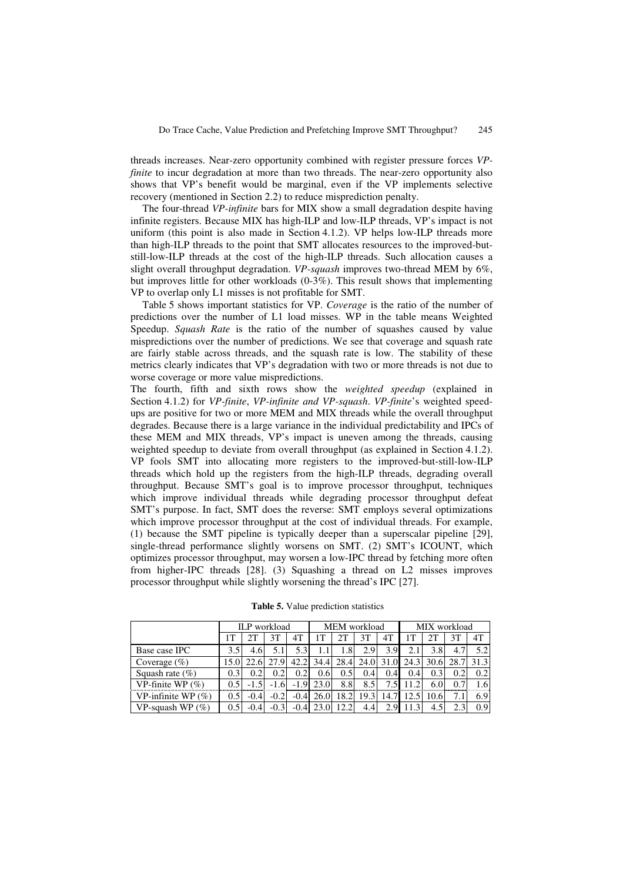threads increases. Near-zero opportunity combined with register pressure forces *VP-finite* to incur degradation at more than two threads. The near-zero opportunity also shows that VP's benefit would be marginal, even if the VP implements selective recovery (mentioned in Section 2.2) to reduce misprediction penalty.

The four-thread *VP-infinite* bars for MIX show a small degradation despite having infinite registers. Because MIX has high-ILP and low-ILP threads, VP's impact is not uniform (this point is also made in Section 4.1.2). VP helps low-ILP threads more than high-ILP threads to the point that SMT allocates resources to the improved-but-still-low-ILP threads at the cost of the high-ILP threads. Such allocation causes a slight overall throughput degradation. *VP-squash* improves two-thread MEM by 6%, but improves little for other workloads (0-3%). This result shows that implementing VP to overlap only L1 misses is not profitable for SMT.

Table 5 shows important statistics for VP. *Coverage* is the ratio of the number of predictions over the number of L1 load misses. WP in the table means Weighted Speedup. *Squash Rate* is the ratio of the number of squashes caused by value mispredictions over the number of predictions. We see that coverage and squash rate are fairly stable across threads, and the squash rate is low. The stability of these metrics clearly indicates that VP's degradation with two or more threads is not due to worse coverage or more value mispredictions.

The fourth, fifth and sixth rows show the *weighted speedup* (explained in Section 4.1.2) for *VP-finite*, *VP-infinite and VP-squash*. *VP-finite*'s weighted speedups are positive for two or more MEM and MIX threads while the overall throughput degrades. Because there is a large variance in the individual predictability and IPCs of these MEM and MIX threads, VP's impact is uneven among the threads, causing weighted speedup to deviate from overall throughput (as explained in Section 4.1.2). VP fools SMT into allocating more registers to the improved-but-still-low-ILP threads which hold up the registers from the high-ILP threads, degrading overall throughput. Because SMT's goal is to improve processor throughput, techniques which improve individual threads while degrading processor throughput defeat SMT's purpose. In fact, SMT does the reverse: SMT employs several optimizations which improve processor throughput at the cost of individual threads. For example, (1) because the SMT pipeline is typically deeper than a superscalar pipeline [29], single-thread performance slightly worsens on SMT. (2) SMT's ICOUNT, which optimizes processor throughput, may worsen a low-IPC thread by fetching more often from higher-IPC threads [28]. (3) Squashing a thread on L2 misses improves processor throughput while slightly worsening the thread's IPC [27].

**Table 5.** Value prediction statistics

| | ILP workload | | | | MEM workload | | | | MIX workload | | | |
|---|---|---|---|---|---|---|---|---|---|---|---|---|
| | 1T | 2T | 3T | 4T | 1T | 2T | 3T | 4T | 1T | 2T | 3T | 4T |
| Base case IPC | 3.5 | 4.6 | 5.1 | 5.3 | 1.1 | 1.8 | 2.9 | 3.9 | 2.1 | 3.8 | 4.7 | 5.2 |
| Coverage (%) | 15.0 | 22.6 | 27.9 | 42.2 | 34.4 | 28.4 | 24.0 | 31.0 | 24.3 | 30.6 | 28.7 | 31.3 |
| Squash rate (%) | 0.3 | 0.2 | 0.2 | 0.2 | 0.6 | 0.5 | 0.4 | 0.4 | 0.4 | 0.3 | 0.2 | 0.2 |
| VP-finite WP (%) | 0.5 | -1.5 | -1.6 | -1.9 | 23.0 | 8.8 | 8.5 | 7.5 | 11.2 | 6.0 | 0.7 | 1.6 |
| VP-infinite WP (%) | 0.5 | -0.4 | -0.2 | -0.4 | 26.0 | 18.2 | 19.3 | 14.7 | 12.5 | 10.6 | 7.1 | 6.9 |
| VP-squash WP (%) | 0.5 | -0.4 | -0.3 | -0.4 | 23.0 | 12.2 | 4.4 | 2.9 | 11.3 | 4.5 | 2.3 | 0.9 |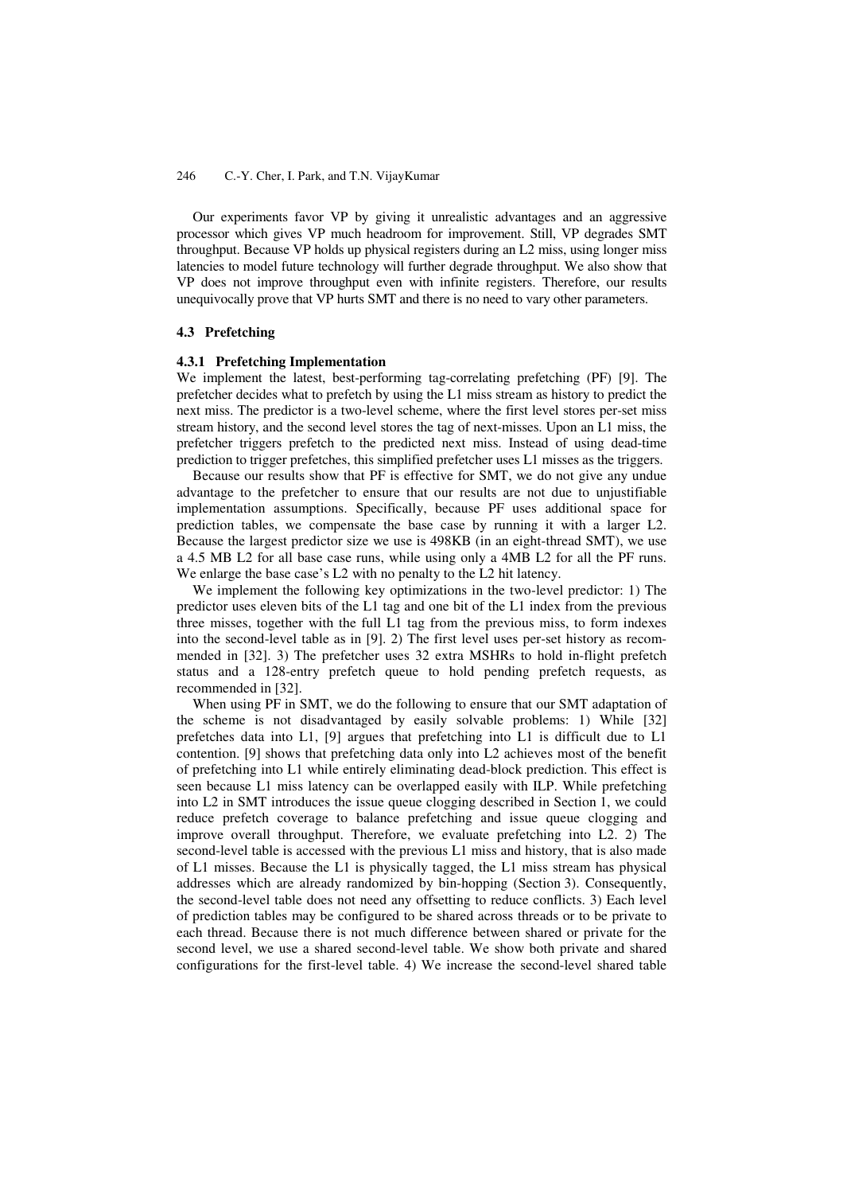Our experiments favor VP by giving it unrealistic advantages and an aggressive processor which gives VP much headroom for improvement. Still, VP degrades SMT throughput. Because VP holds up physical registers during an L2 miss, using longer miss latencies to model future technology will further degrade throughput. We also show that VP does not improve throughput even with infinite registers. Therefore, our results unequivocally prove that VP hurts SMT and there is no need to vary other parameters.

### 4.3 Prefetching

#### 4.3.1 Prefetching Implementation

We implement the latest, best-performing tag-correlating prefetching (PF) [9]. The prefetcher decides what to prefetch by using the L1 miss stream as history to predict the next miss. The predictor is a two-level scheme, where the first level stores per-set miss stream history, and the second level stores the tag of next-misses. Upon an L1 miss, the prefetcher triggers prefetch to the predicted next miss. Instead of using dead-time prediction to trigger prefetches, this simplified prefetcher uses L1 misses as the triggers.

Because our results show that PF is effective for SMT, we do not give any undue advantage to the prefetcher to ensure that our results are not due to unjustifiable implementation assumptions. Specifically, because PF uses additional space for prediction tables, we compensate the base case by running it with a larger L2. Because the largest predictor size we use is 498KB (in an eight-thread SMT), we use a 4.5 MB L2 for all base case runs, while using only a 4MB L2 for all the PF runs. We enlarge the base case's L2 with no penalty to the L2 hit latency.

We implement the following key optimizations in the two-level predictor: 1) The predictor uses eleven bits of the L1 tag and one bit of the L1 index from the previous three misses, together with the full L1 tag from the previous miss, to form indexes into the second-level table as in [9]. 2) The first level uses per-set history as recommended in [32]. 3) The prefetcher uses 32 extra MSHRs to hold in-flight prefetch status and a 128-entry prefetch queue to hold pending prefetch requests, as recommended in [32].

When using PF in SMT, we do the following to ensure that our SMT adaptation of the scheme is not disadvantaged by easily solvable problems: 1) While [32] prefetches data into L1, [9] argues that prefetching into L1 is difficult due to L1 contention. [9] shows that prefetching data only into L2 achieves most of the benefit of prefetching into L1 while entirely eliminating dead-block prediction. This effect is seen because L1 miss latency can be overlapped easily with ILP. While prefetching into L2 in SMT introduces the issue queue clogging described in Section 1, we could reduce prefetch coverage to balance prefetching and issue queue clogging and improve overall throughput. Therefore, we evaluate prefetching into L2. 2) The second-level table is accessed with the previous L1 miss and history, that is also made of L1 misses. Because the L1 is physically tagged, the L1 miss stream has physical addresses which are already randomized by bin-hopping (Section 3). Consequently, the second-level table does not need any offsetting to reduce conflicts. 3) Each level of prediction tables may be configured to be shared across threads or to be private to each thread. Because there is not much difference between shared or private for the second level, we use a shared second-level table. We show both private and shared configurations for the first-level table. 4) We increase the second-level shared table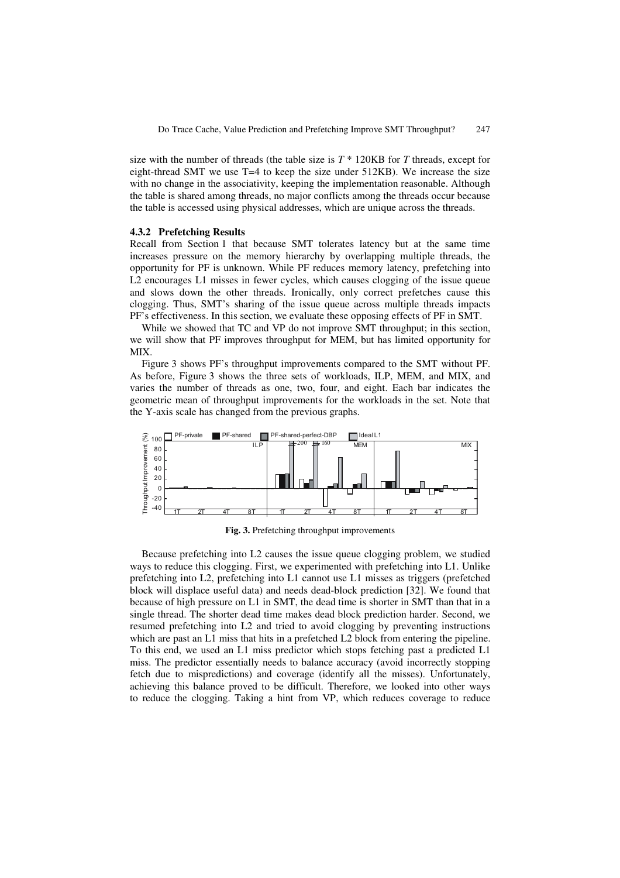size with the number of threads (the table size is $T$ * 120KB for $T$ threads, except for eight-thread SMT we use T=4 to keep the size under 512KB). We increase the size with no change in the associativity, keeping the implementation reasonable. Although the table is shared among threads, no major conflicts among the threads occur because the table is accessed using physical addresses, which are unique across the threads.

### 4.3.2 Prefetching Results

Recall from Section 1 that because SMT tolerates latency but at the same time increases pressure on the memory hierarchy by overlapping multiple threads, the opportunity for PF is unknown. While PF reduces memory latency, prefetching into L2 encourages L1 misses in fewer cycles, which causes clogging of the issue queue and slows down the other threads. Ironically, only correct prefetches cause this clogging. Thus, SMT's sharing of the issue queue across multiple threads impacts PF's effectiveness. In this section, we evaluate these opposing effects of PF in SMT.

While we showed that TC and VP do not improve SMT throughput; in this section, we will show that PF improves throughput for MEM, but has limited opportunity for MIX.

Figure 3 shows PF's throughput improvements compared to the SMT without PF. As before, Figure 3 shows the three sets of workloads, ILP, MEM, and MIX, and varies the number of threads as one, two, four, and eight. Each bar indicates the geometric mean of throughput improvements for the workloads in the set. Note that the Y-axis scale has changed from the previous graphs.

**Fig. 3.** Prefetching throughput improvements

Because prefetching into L2 causes the issue queue clogging problem, we studied ways to reduce this clogging. First, we experimented with prefetching into L1. Unlike prefetching into L2, prefetching into L1 cannot use L1 misses as triggers (prefetched block will displace useful data) and needs dead-block prediction [32]. We found that because of high pressure on L1 in SMT, the dead time is shorter in SMT than that in a single thread. The shorter dead time makes dead block prediction harder. Second, we resumed prefetching into L2 and tried to avoid clogging by preventing instructions which are past an L1 miss that hits in a prefetched L2 block from entering the pipeline. To this end, we used an L1 miss predictor which stops fetching past a predicted L1 miss. The predictor essentially needs to balance accuracy (avoid incorrectly stopping fetch due to mispredictions) and coverage (identify all the misses). Unfortunately, achieving this balance proved to be difficult. Therefore, we looked into other ways to reduce the clogging. Taking a hint from VP, which reduces coverage to reduce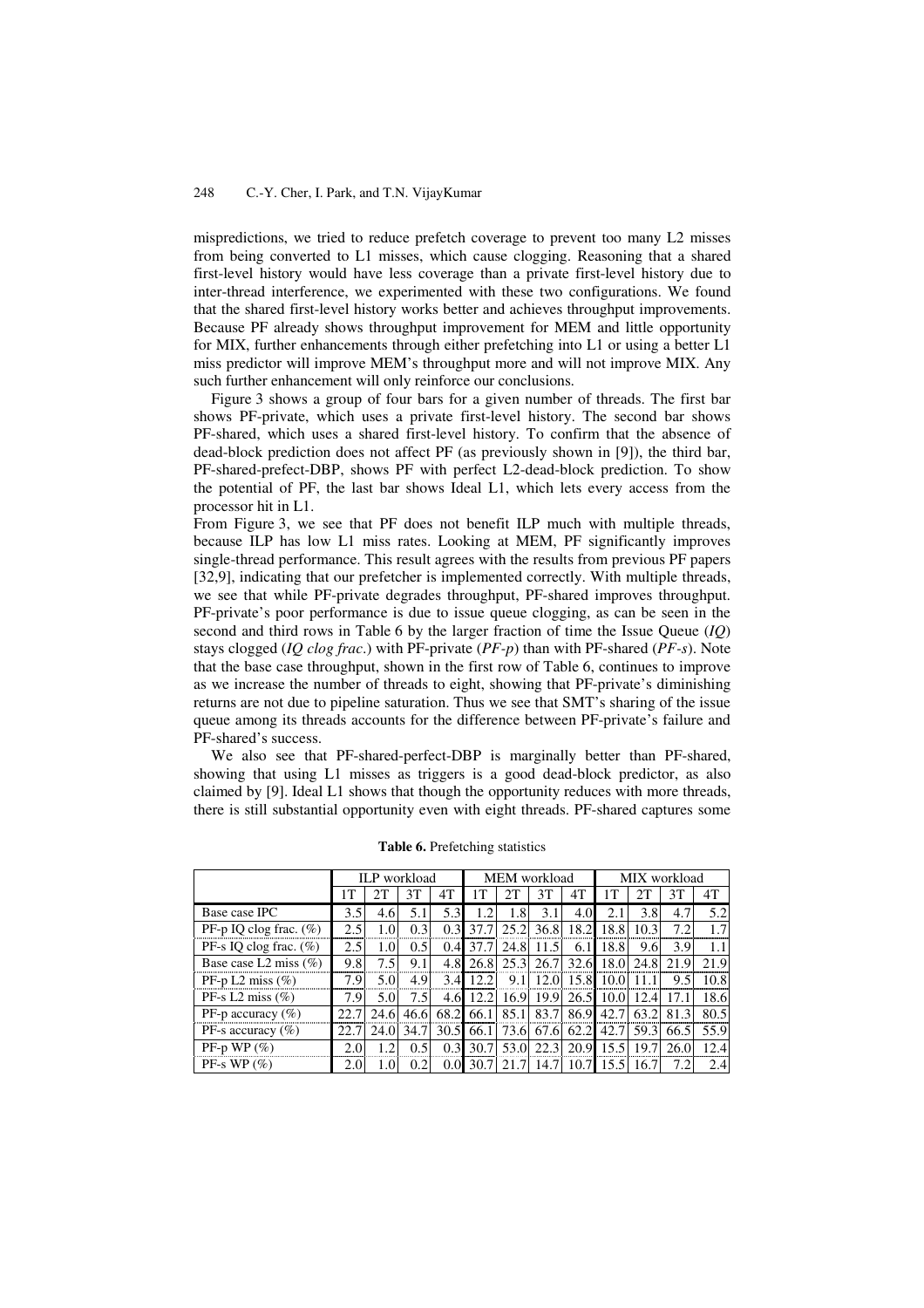mispredictions, we tried to reduce prefetch coverage to prevent too many L2 misses from being converted to L1 misses, which cause clogging. Reasoning that a shared first-level history would have less coverage than a private first-level history due to inter-thread interference, we experimented with these two configurations. We found that the shared first-level history works better and achieves throughput improvements. Because PF already shows throughput improvement for MEM and little opportunity for MIX, further enhancements through either prefetching into L1 or using a better L1 miss predictor will improve MEM's throughput more and will not improve MIX. Any such further enhancement will only reinforce our conclusions.

Figure 3 shows a group of four bars for a given number of threads. The first bar shows PF-private, which uses a private first-level history. The second bar shows PF-shared, which uses a shared first-level history. To confirm that the absence of dead-block prediction does not affect PF (as previously shown in [9]), the third bar, PF-shared-prefect-DBP, shows PF with perfect L2-dead-block prediction. To show the potential of PF, the last bar shows Ideal L1, which lets every access from the processor hit in L1.

From Figure 3, we see that PF does not benefit ILP much with multiple threads, because ILP has low L1 miss rates. Looking at MEM, PF significantly improves single-thread performance. This result agrees with the results from previous PF papers [32,9], indicating that our prefetcher is implemented correctly. With multiple threads, we see that while PF-private degrades throughput, PF-shared improves throughput. PF-private's poor performance is due to issue queue clogging, as can be seen in the second and third rows in Table 6 by the larger fraction of time the Issue Queue (*IQ*) stays clogged (*IQ clog frac*.) with PF-private (*PF-p*) than with PF-shared (*PF-s*). Note that the base case throughput, shown in the first row of Table 6, continues to improve as we increase the number of threads to eight, showing that PF-private's diminishing returns are not due to pipeline saturation. Thus we see that SMT's sharing of the issue queue among its threads accounts for the difference between PF-private's failure and PF-shared's success.

We also see that PF-shared-perfect-DBP is marginally better than PF-shared, showing that using L1 misses as triggers is a good dead-block predictor, as also claimed by [9]. Ideal L1 shows that though the opportunity reduces with more threads, there is still substantial opportunity even with eight threads. PF-shared captures some

**Table 6.** Prefetching statistics

| | ILP workload | | | | MEM workload | | | | MIX workload | | | |
|---|---|---|---|---|---|---|---|---|---|---|---|---|
| | 1T | 2T | 3T | 4T | 1T | 2T | 3T | 4T | 1T | 2T | 3T | 4T |
| Base case IPC | 3.5 | 4.6 | 5.1 | 5.3 | 1.2 | 1.8 | 3.1 | 4.0 | 2.1 | 3.8 | 4.7 | 5.2 |
| PF-p IQ clog frac. (%) | 2.5 | 1.0 | 0.3 | 0.3 | 37.7 | 25.2 | 36.8 | 18.2 | 18.8 | 10.3 | 7.2 | 1.7 |
| PF-s IQ clog frac. (%) | 2.5 | 1.0 | 0.5 | 0.4 | 37.7 | 24.8 | 11.5 | 6.1 | 18.8 | 9.6 | 3.9 | 1.1 |
| Base case L2 miss (%) | 9.8 | 7.5 | 9.1 | 4.8 | 26.8 | 25.3 | 26.7 | 32.6 | 18.0 | 24.8 | 21.9 | 21.9 |
| PF-p L2 miss (%) | 7.9 | 5.0 | 4.9 | 3.4 | 12.2 | 9.1 | 12.0 | 15.8 | 10.0 | 11.1 | 9.5 | 10.8 |
| PF-s L2 miss (%) | 7.9 | 5.0 | 7.5 | 4.6 | 12.2 | 16.9 | 19.9 | 26.5 | 10.0 | 12.4 | 17.1 | 18.6 |
| PF-p accuracy (%) | 22.7 | 24.6 | 46.6 | 68.2 | 66.1 | 85.1 | 83.7 | 86.9 | 42.7 | 63.2 | 81.3 | 80.5 |
| PF-s accuracy (%) | 22.7 | 24.0 | 34.7 | 30.5 | 66.1 | 73.6 | 67.6 | 62.2 | 42.7 | 59.3 | 66.5 | 55.9 |
| PF-p WP (%) | 2.0 | 1.2 | 0.5 | 0.3 | 30.7 | 53.0 | 22.3 | 20.9 | 15.5 | 19.7 | 26.0 | 12.4 |
| PF-s WP (%) | 2.0 | 1.0 | 0.2 | 0.0 | 30.7 | 21.7 | 14.7 | 10.7 | 15.5 | 16.7 | 7.2 | 2.4 |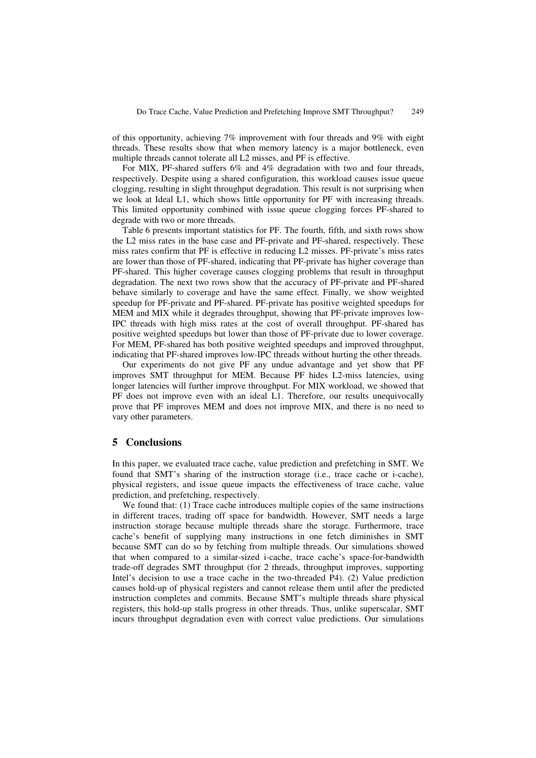of this opportunity, achieving 7% improvement with four threads and 9% with eight threads. These results show that when memory latency is a major bottleneck, even multiple threads cannot tolerate all L2 misses, and PF is effective.

For MIX, PF-shared suffers 6% and 4% degradation with two and four threads, respectively. Despite using a shared configuration, this workload causes issue queue clogging, resulting in slight throughput degradation. This result is not surprising when we look at Ideal L1, which shows little opportunity for PF with increasing threads. This limited opportunity combined with issue queue clogging forces PF-shared to degrade with two or more threads.

Table 6 presents important statistics for PF. The fourth, fifth, and sixth rows show the L2 miss rates in the base case and PF-private and PF-shared, respectively. These miss rates confirm that PF is effective in reducing L2 misses. PF-private's miss rates are lower than those of PF-shared, indicating that PF-private has higher coverage than PF-shared. This higher coverage causes clogging problems that result in throughput degradation. The next two rows show that the accuracy of PF-private and PF-shared behave similarly to coverage and have the same effect. Finally, we show weighted speedup for PF-private and PF-shared. PF-private has positive weighted speedups for MEM and MIX while it degrades throughput, showing that PF-private improves low-IPC threads with high miss rates at the cost of overall throughput. PF-shared has positive weighted speedups but lower than those of PF-private due to lower coverage. For MEM, PF-shared has both positive weighted speedups and improved throughput, indicating that PF-shared improves low-IPC threads without hurting the other threads.

Our experiments do not give PF any undue advantage and yet show that PF improves SMT throughput for MEM. Because PF hides L2-miss latencies, using longer latencies will further improve throughput. For MIX workload, we showed that PF does not improve even with an ideal L1. Therefore, our results unequivocally prove that PF improves MEM and does not improve MIX, and there is no need to vary other parameters.

## 5 Conclusions

In this paper, we evaluated trace cache, value prediction and prefetching in SMT. We found that SMT's sharing of the instruction storage (i.e., trace cache or i-cache), physical registers, and issue queue impacts the effectiveness of trace cache, value prediction, and prefetching, respectively.

We found that: (1) Trace cache introduces multiple copies of the same instructions in different traces, trading off space for bandwidth. However, SMT needs a large instruction storage because multiple threads share the storage. Furthermore, trace cache's benefit of supplying many instructions in one fetch diminishes in SMT because SMT can do so by fetching from multiple threads. Our simulations showed that when compared to a similar-sized i-cache, trace cache's space-for-bandwidth trade-off degrades SMT throughput (for 2 threads, throughput improves, supporting Intel's decision to use a trace cache in the two-threaded P4). (2) Value prediction causes hold-up of physical registers and cannot release them until after the predicted instruction completes and commits. Because SMT's multiple threads share physical registers, this hold-up stalls progress in other threads. Thus, unlike superscalar, SMT incurs throughput degradation even with correct value predictions. Our simulations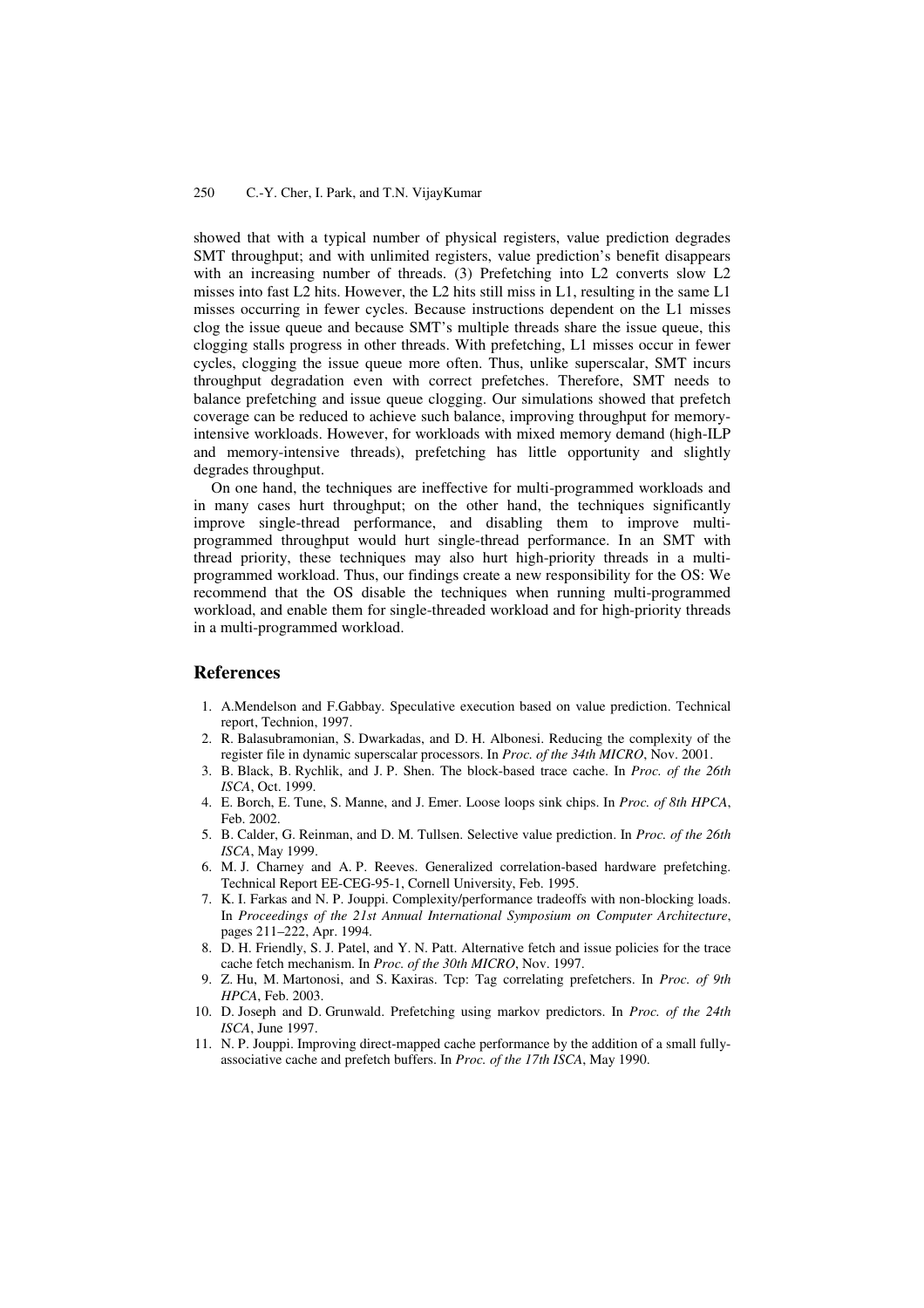showed that with a typical number of physical registers, value prediction degrades SMT throughput; and with unlimited registers, value prediction's benefit disappears with an increasing number of threads. (3) Prefetching into L2 converts slow L2 misses into fast L2 hits. However, the L2 hits still miss in L1, resulting in the same L1 misses occurring in fewer cycles. Because instructions dependent on the L1 misses clog the issue queue and because SMT's multiple threads share the issue queue, this clogging stalls progress in other threads. With prefetching, L1 misses occur in fewer cycles, clogging the issue queue more often. Thus, unlike superscalar, SMT incurs throughput degradation even with correct prefetches. Therefore, SMT needs to balance prefetching and issue queue clogging. Our simulations showed that prefetch coverage can be reduced to achieve such balance, improving throughput for memory-intensive workloads. However, for workloads with mixed memory demand (high-ILP and memory-intensive threads), prefetching has little opportunity and slightly degrades throughput.

On one hand, the techniques are ineffective for multi-programmed workloads and in many cases hurt throughput; on the other hand, the techniques significantly improve single-thread performance, and disabling them to improve multi-programmed throughput would hurt single-thread performance. In an SMT with thread priority, these techniques may also hurt high-priority threads in a multi-programmed workload. Thus, our findings create a new responsibility for the OS: We recommend that the OS disable the techniques when running multi-programmed workload, and enable them for single-threaded workload and for high-priority threads in a multi-programmed workload.

## References

1. A.Mendelson and F.Gabbay. Speculative execution based on value prediction. Technical report, Technion, 1997.
2. R. Balasubramonian, S. Dwarkadas, and D. H. Albonesi. Reducing the complexity of the register file in dynamic superscalar processors. In *Proc. of the 34th MICRO*, Nov. 2001.
3. B. Black, B. Rychlik, and J. P. Shen. The block-based trace cache. In *Proc. of the 26th ISCA*, Oct. 1999.
4. E. Borch, E. Tune, S. Manne, and J. Emer. Loose loops sink chips. In *Proc. of 8th HPCA*, Feb. 2002.
5. B. Calder, G. Reinman, and D. M. Tullsen. Selective value prediction. In *Proc. of the 26th ISCA*, May 1999.
6. M. J. Charney and A. P. Reeves. Generalized correlation-based hardware prefetching. Technical Report EE-CEG-95-1, Cornell University, Feb. 1995.
7. K. I. Farkas and N. P. Jouppi. Complexity/performance tradeoffs with non-blocking loads. In *Proceedings of the 21st Annual International Symposium on Computer Architecture*, pages 211–222, Apr. 1994.
8. D. H. Friendly, S. J. Patel, and Y. N. Patt. Alternative fetch and issue policies for the trace cache fetch mechanism. In *Proc. of the 30th MICRO*, Nov. 1997.
9. Z. Hu, M. Martonosi, and S. Kaxiras. Tcp: Tag correlating prefetchers. In *Proc. of 9th HPCA*, Feb. 2003.
10. D. Joseph and D. Grunwald. Prefetching using markov predictors. In *Proc. of the 24th ISCA*, June 1997.
11. N. P. Jouppi. Improving direct-mapped cache performance by the addition of a small fully-associative cache and prefetch buffers. In *Proc. of the 17th ISCA*, May 1990.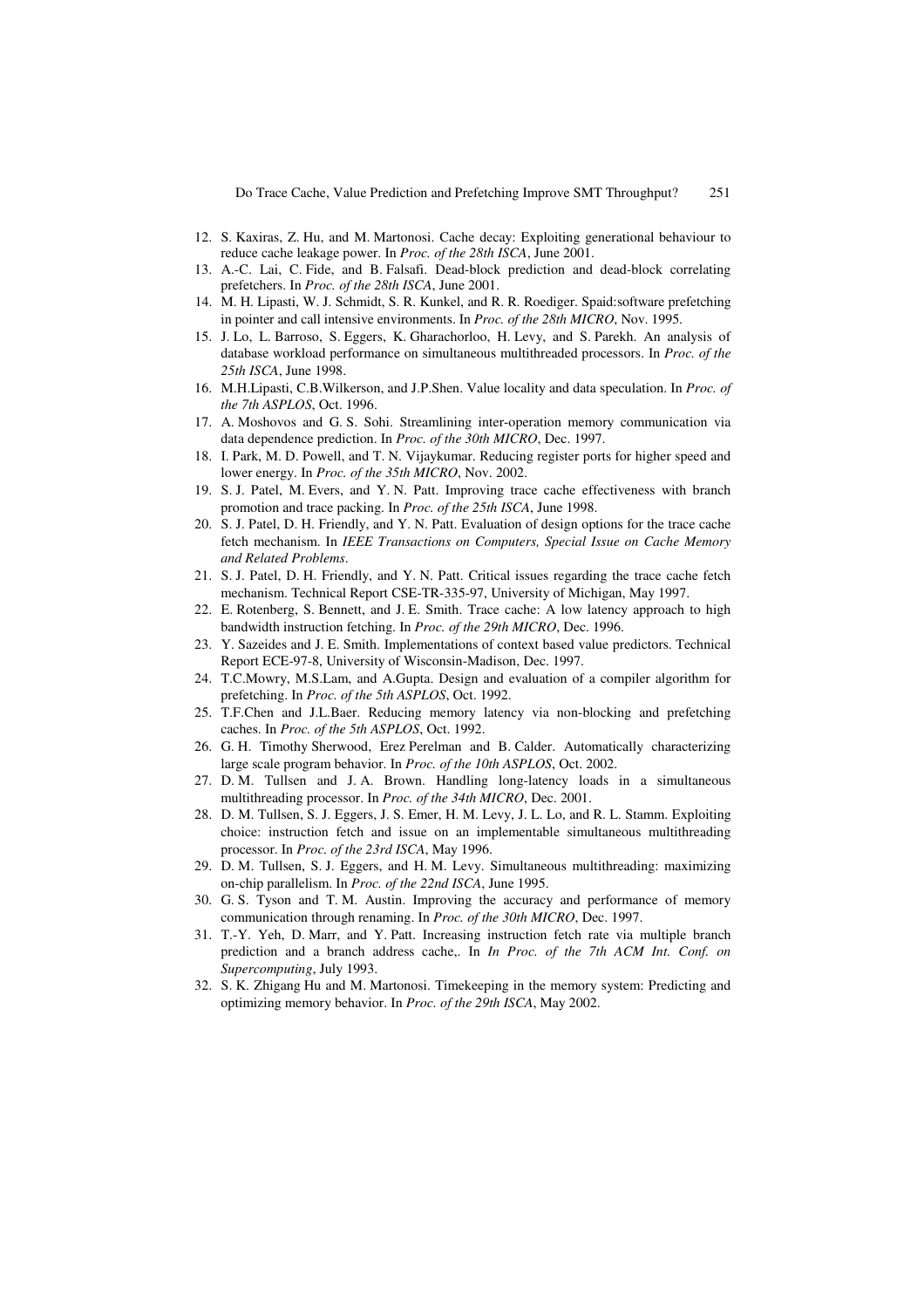12. S. Kaxiras, Z. Hu, and M. Martonosi. Cache decay: Exploiting generational behaviour to reduce cache leakage power. In *Proc. of the 28th ISCA*, June 2001.
13. A.-C. Lai, C. Fide, and B. Falsafi. Dead-block prediction and dead-block correlating prefetchers. In *Proc. of the 28th ISCA*, June 2001.
14. M. H. Lipasti, W. J. Schmidt, S. R. Kunkel, and R. R. Roediger. Spaid:software prefetching in pointer and call intensive environments. In *Proc. of the 28th MICRO*, Nov. 1995.
15. J. Lo, L. Barroso, S. Eggers, K. Gharachorloo, H. Levy, and S. Parekh. An analysis of database workload performance on simultaneous multithreaded processors. In *Proc. of the 25th ISCA*, June 1998.
16. M.H.Lipasti, C.B.Wilkerson, and J.P.Shen. Value locality and data speculation. In *Proc. of the 7th ASPLOS*, Oct. 1996.
17. A. Moshovos and G. S. Sohi. Streamlining inter-operation memory communication via data dependence prediction. In *Proc. of the 30th MICRO*, Dec. 1997.
18. I. Park, M. D. Powell, and T. N. Vijaykumar. Reducing register ports for higher speed and lower energy. In *Proc. of the 35th MICRO*, Nov. 2002.
19. S. J. Patel, M. Evers, and Y. N. Patt. Improving trace cache effectiveness with branch promotion and trace packing. In *Proc. of the 25th ISCA*, June 1998.
20. S. J. Patel, D. H. Friendly, and Y. N. Patt. Evaluation of design options for the trace cache fetch mechanism. In *IEEE Transactions on Computers, Special Issue on Cache Memory and Related Problems*.
21. S. J. Patel, D. H. Friendly, and Y. N. Patt. Critical issues regarding the trace cache fetch mechanism. Technical Report CSE-TR-335-97, University of Michigan, May 1997.
22. E. Rotenberg, S. Bennett, and J. E. Smith. Trace cache: A low latency approach to high bandwidth instruction fetching. In *Proc. of the 29th MICRO*, Dec. 1996.
23. Y. Sazeides and J. E. Smith. Implementations of context based value predictors. Technical Report ECE-97-8, University of Wisconsin-Madison, Dec. 1997.
24. T.C.Mowry, M.S.Lam, and A.Gupta. Design and evaluation of a compiler algorithm for prefetching. In *Proc. of the 5th ASPLOS*, Oct. 1992.
25. T.F.Chen and J.L.Baer. Reducing memory latency via non-blocking and prefetching caches. In *Proc. of the 5th ASPLOS*, Oct. 1992.
26. G. H. Timothy Sherwood, Erez Perelman and B. Calder. Automatically characterizing large scale program behavior. In *Proc. of the 10th ASPLOS*, Oct. 2002.
27. D. M. Tullsen and J. A. Brown. Handling long-latency loads in a simultaneous multithreading processor. In *Proc. of the 34th MICRO*, Dec. 2001.
28. D. M. Tullsen, S. J. Eggers, J. S. Emer, H. M. Levy, J. L. Lo, and R. L. Stamm. Exploiting choice: instruction fetch and issue on an implementable simultaneous multithreading processor. In *Proc. of the 23rd ISCA*, May 1996.
29. D. M. Tullsen, S. J. Eggers, and H. M. Levy. Simultaneous multithreading: maximizing on-chip parallelism. In *Proc. of the 22nd ISCA*, June 1995.
30. G. S. Tyson and T. M. Austin. Improving the accuracy and performance of memory communication through renaming. In *Proc. of the 30th MICRO*, Dec. 1997.
31. T.-Y. Yeh, D. Marr, and Y. Patt. Increasing instruction fetch rate via multiple branch prediction and a branch address cache,. In *In Proc. of the 7th ACM Int. Conf. on Supercomputing*, July 1993.
32. S. K. Zhigang Hu and M. Martonosi. Timekeeping in the memory system: Predicting and optimizing memory behavior. In *Proc. of the 29th ISCA*, May 2002.